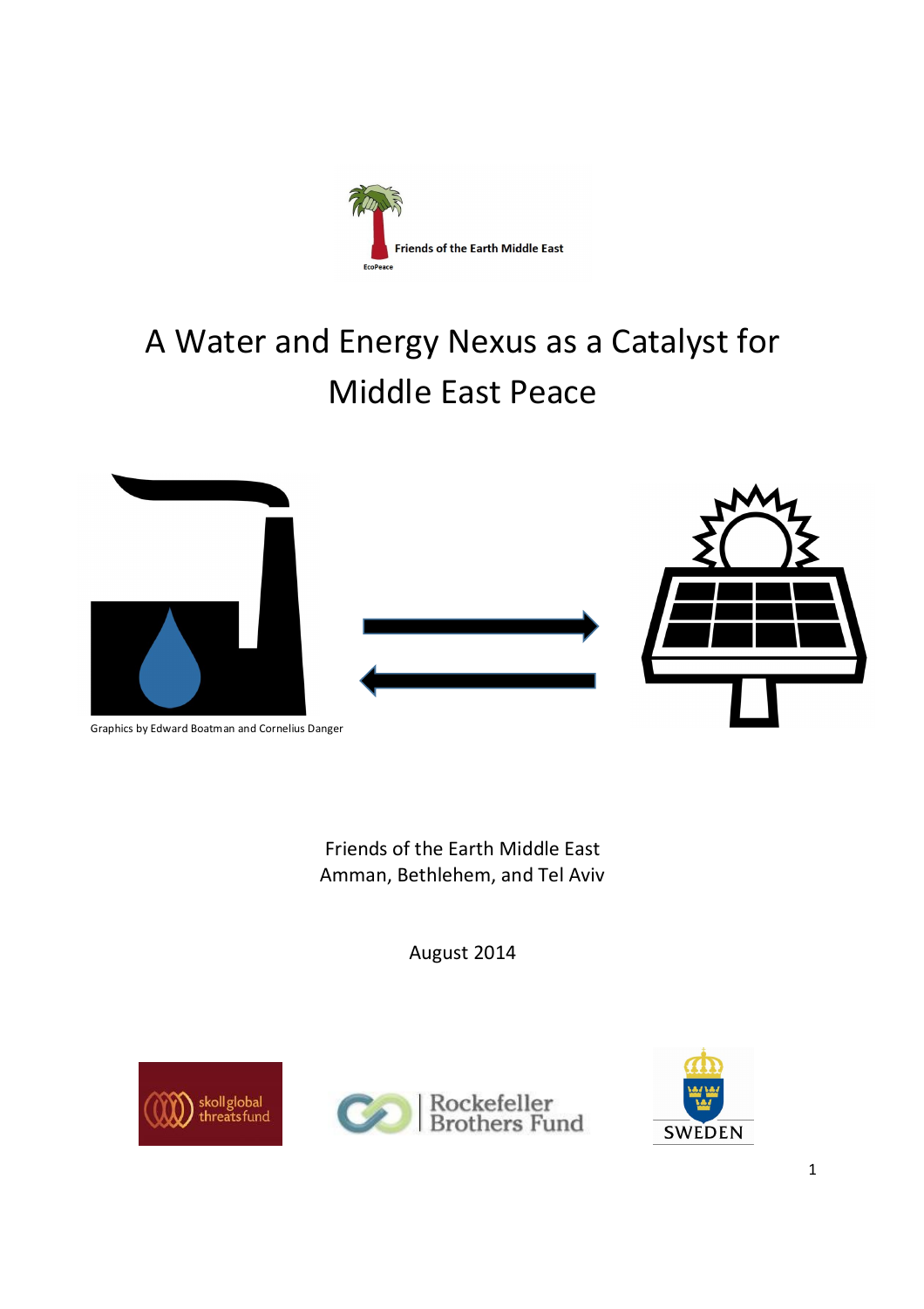Friends of the Earth Middle East

EcoPeace

# A Water and Energy Nexus as a Catalyst for Middle East Peace

Graphics by Edward Boatman and Cornelius Danger

Friends of the Earth Middle East
Amman, Bethlehem, and Tel Aviv

August 2014

skoll global threats fund

Rockefeller Brothers Fund

SWEDEN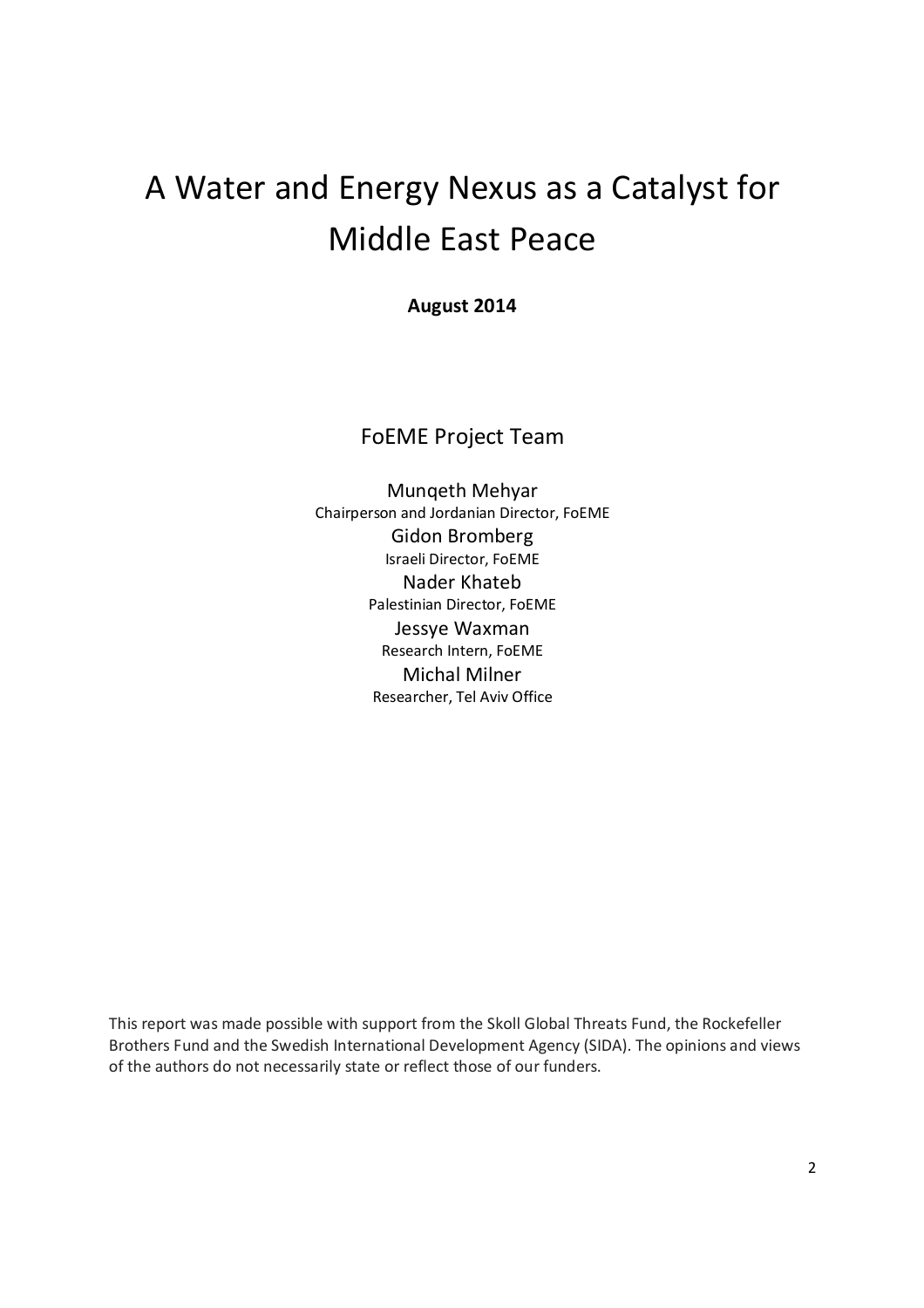# A Water and Energy Nexus as a Catalyst for Middle East Peace

**August 2014**

FoEME Project Team

Munqeth Mehyar
Chairperson and Jordanian Director, FoEME

Gidon Bromberg
Israeli Director, FoEME

Nader Khateb
Palestinian Director, FoEME

Jessye Waxman
Research Intern, FoEME

Michal Milner
Researcher, Tel Aviv Office

This report was made possible with support from the Skoll Global Threats Fund, the Rockefeller Brothers Fund and the Swedish International Development Agency (SIDA). The opinions and views of the authors do not necessarily state or reflect those of our funders.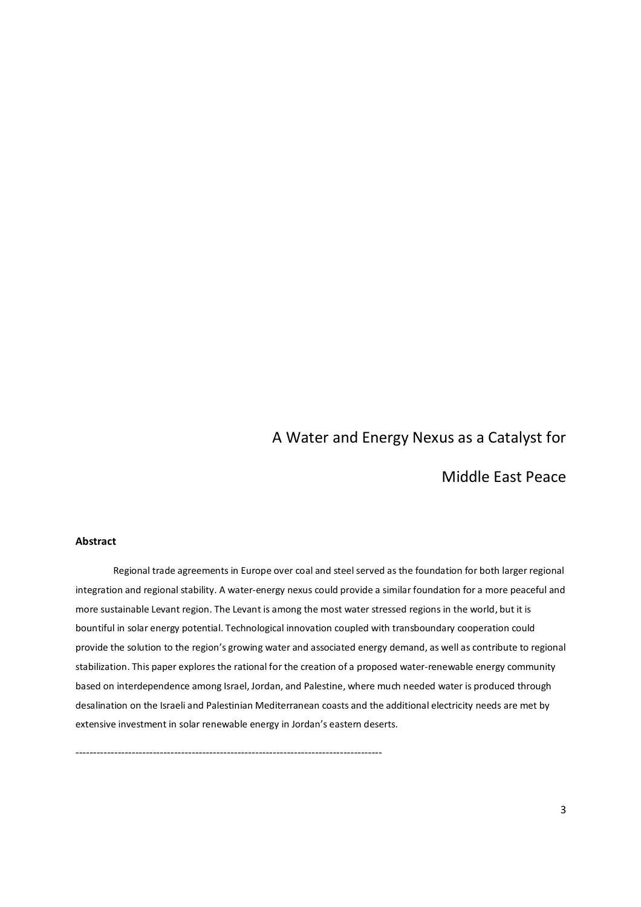# A Water and Energy Nexus as a Catalyst for Middle East Peace

**Abstract**

Regional trade agreements in Europe over coal and steel served as the foundation for both larger regional integration and regional stability. A water-energy nexus could provide a similar foundation for a more peaceful and more sustainable Levant region. The Levant is among the most water stressed regions in the world, but it is bountiful in solar energy potential. Technological innovation coupled with transboundary cooperation could provide the solution to the region's growing water and associated energy demand, as well as contribute to regional stabilization. This paper explores the rational for the creation of a proposed water-renewable energy community based on interdependence among Israel, Jordan, and Palestine, where much needed water is produced through desalination on the Israeli and Palestinian Mediterranean coasts and the additional electricity needs are met by extensive investment in solar renewable energy in Jordan's eastern deserts.

-----------------------------------------------------------------------------------------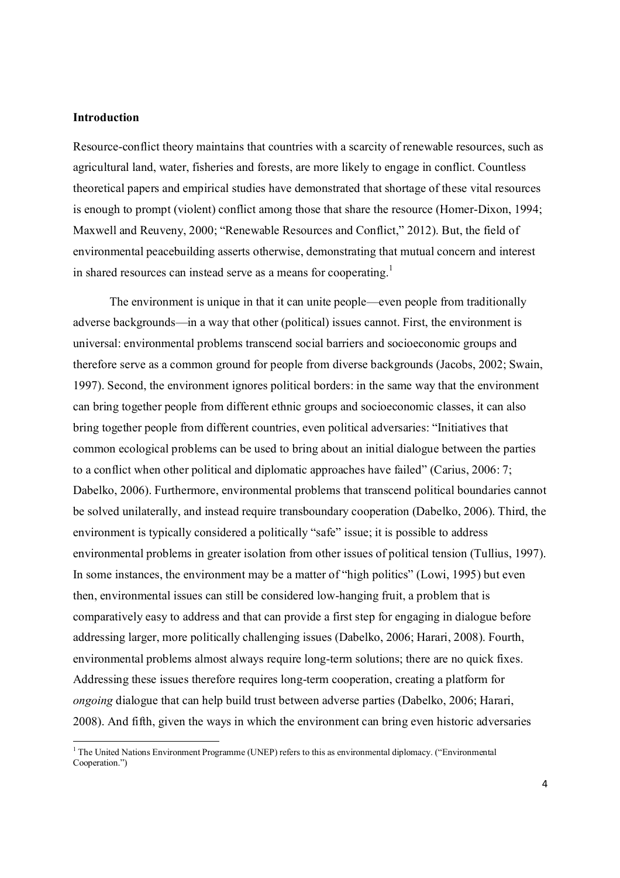## Introduction

Resource-conflict theory maintains that countries with a scarcity of renewable resources, such as agricultural land, water, fisheries and forests, are more likely to engage in conflict. Countless theoretical papers and empirical studies have demonstrated that shortage of these vital resources is enough to prompt (violent) conflict among those that share the resource (Homer-Dixon, 1994; Maxwell and Reuveny, 2000; "Renewable Resources and Conflict," 2012). But, the field of environmental peacebuilding asserts otherwise, demonstrating that mutual concern and interest in shared resources can instead serve as a means for cooperating.[1]

The environment is unique in that it can unite people—even people from traditionally adverse backgrounds—in a way that other (political) issues cannot. First, the environment is universal: environmental problems transcend social barriers and socioeconomic groups and therefore serve as a common ground for people from diverse backgrounds (Jacobs, 2002; Swain, 1997). Second, the environment ignores political borders: in the same way that the environment can bring together people from different ethnic groups and socioeconomic classes, it can also bring together people from different countries, even political adversaries: "Initiatives that common ecological problems can be used to bring about an initial dialogue between the parties to a conflict when other political and diplomatic approaches have failed" (Carius, 2006: 7; Dabelko, 2006). Furthermore, environmental problems that transcend political boundaries cannot be solved unilaterally, and instead require transboundary cooperation (Dabelko, 2006). Third, the environment is typically considered a politically "safe" issue; it is possible to address environmental problems in greater isolation from other issues of political tension (Tullius, 1997). In some instances, the environment may be a matter of "high politics" (Lowi, 1995) but even then, environmental issues can still be considered low-hanging fruit, a problem that is comparatively easy to address and that can provide a first step for engaging in dialogue before addressing larger, more politically challenging issues (Dabelko, 2006; Harari, 2008). Fourth, environmental problems almost always require long-term solutions; there are no quick fixes. Addressing these issues therefore requires long-term cooperation, creating a platform for *ongoing* dialogue that can help build trust between adverse parties (Dabelko, 2006; Harari, 2008). And fifth, given the ways in which the environment can bring even historic adversaries

[1] The United Nations Environment Programme (UNEP) refers to this as environmental diplomacy. ("Environmental Cooperation.")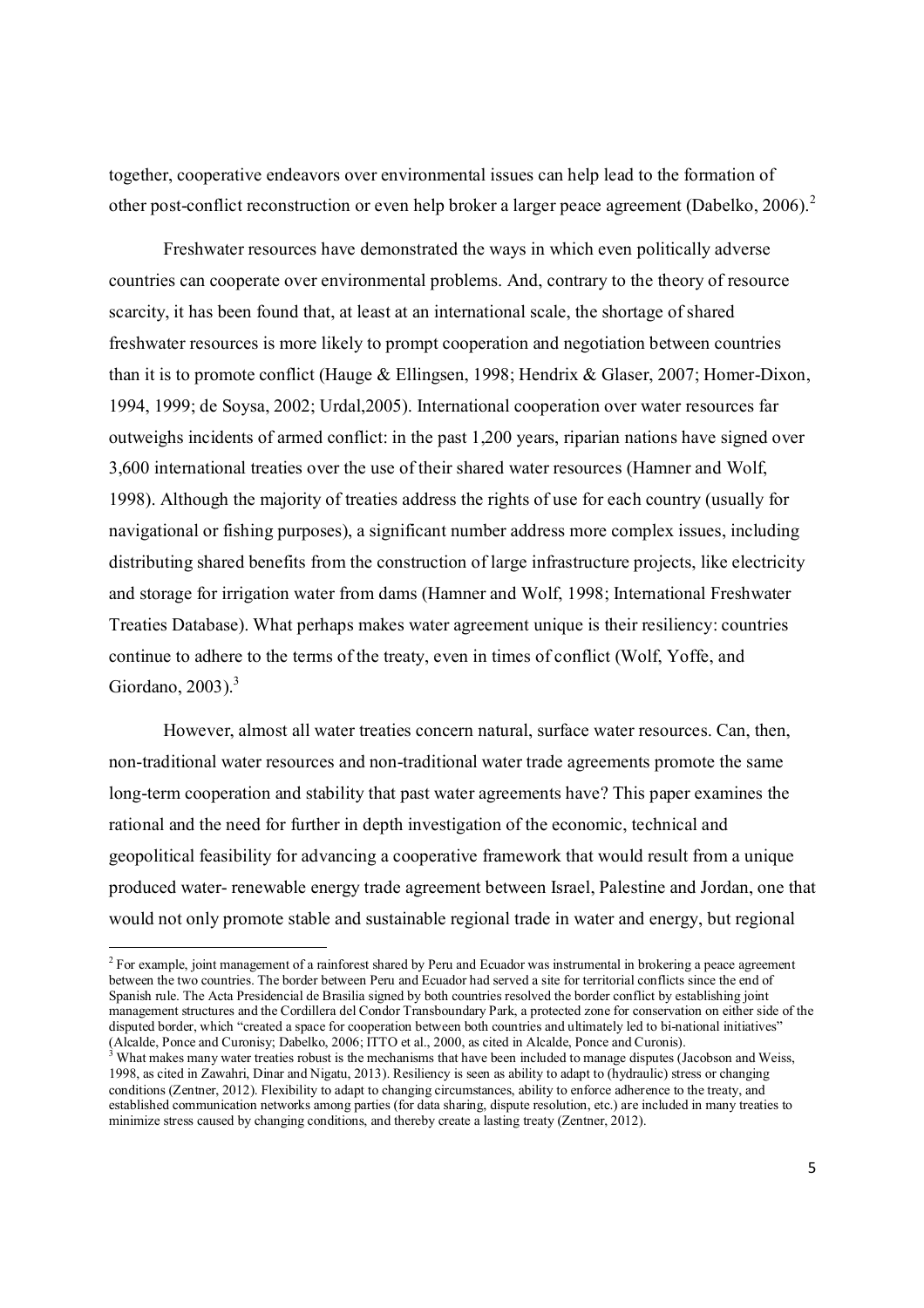together, cooperative endeavors over environmental issues can help lead to the formation of other post-conflict reconstruction or even help broker a larger peace agreement (Dabelko, 2006).[2]

Freshwater resources have demonstrated the ways in which even politically adverse countries can cooperate over environmental problems. And, contrary to the theory of resource scarcity, it has been found that, at least at an international scale, the shortage of shared freshwater resources is more likely to prompt cooperation and negotiation between countries than it is to promote conflict (Hauge & Ellingsen, 1998; Hendrix & Glaser, 2007; Homer-Dixon, 1994, 1999; de Soysa, 2002; Urdal,2005). International cooperation over water resources far outweighs incidents of armed conflict: in the past 1,200 years, riparian nations have signed over 3,600 international treaties over the use of their shared water resources (Hamner and Wolf, 1998). Although the majority of treaties address the rights of use for each country (usually for navigational or fishing purposes), a significant number address more complex issues, including distributing shared benefits from the construction of large infrastructure projects, like electricity and storage for irrigation water from dams (Hamner and Wolf, 1998; International Freshwater Treaties Database). What perhaps makes water agreement unique is their resiliency: countries continue to adhere to the terms of the treaty, even in times of conflict (Wolf, Yoffe, and Giordano, 2003).[3]

However, almost all water treaties concern natural, surface water resources. Can, then, non-traditional water resources and non-traditional water trade agreements promote the same long-term cooperation and stability that past water agreements have? This paper examines the rational and the need for further in depth investigation of the economic, technical and geopolitical feasibility for advancing a cooperative framework that would result from a unique produced water- renewable energy trade agreement between Israel, Palestine and Jordan, one that would not only promote stable and sustainable regional trade in water and energy, but regional

---

[2] For example, joint management of a rainforest shared by Peru and Ecuador was instrumental in brokering a peace agreement between the two countries. The border between Peru and Ecuador had served a site for territorial conflicts since the end of Spanish rule. The Acta Presidencial de Brasilia signed by both countries resolved the border conflict by establishing joint management structures and the Cordillera del Condor Transboundary Park, a protected zone for conservation on either side of the disputed border, which "created a space for cooperation between both countries and ultimately led to bi-national initiatives" (Alcalde, Ponce and Curonisy; Dabelko, 2006; ITTO et al., 2000, as cited in Alcalde, Ponce and Curonis).

[3] What makes many water treaties robust is the mechanisms that have been included to manage disputes (Jacobson and Weiss, 1998, as cited in Zawahri, Dinar and Nigatu, 2013). Resiliency is seen as ability to adapt to (hydraulic) stress or changing conditions (Zentner, 2012). Flexibility to adapt to changing circumstances, ability to enforce adherence to the treaty, and established communication networks among parties (for data sharing, dispute resolution, etc.) are included in many treaties to minimize stress caused by changing conditions, and thereby create a lasting treaty (Zentner, 2012).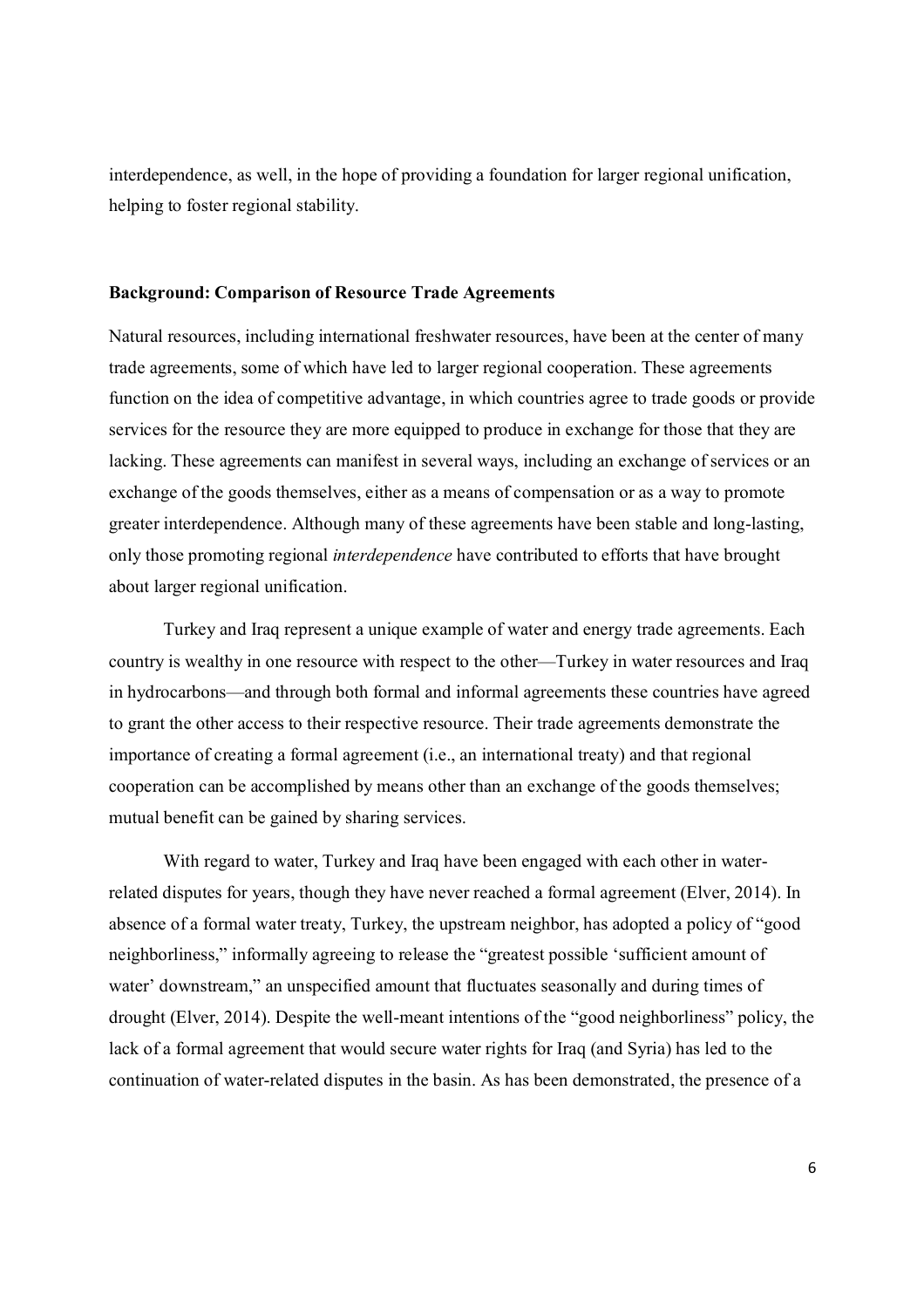interdependence, as well, in the hope of providing a foundation for larger regional unification, helping to foster regional stability.

**Background: Comparison of Resource Trade Agreements**

Natural resources, including international freshwater resources, have been at the center of many trade agreements, some of which have led to larger regional cooperation. These agreements function on the idea of competitive advantage, in which countries agree to trade goods or provide services for the resource they are more equipped to produce in exchange for those that they are lacking. These agreements can manifest in several ways, including an exchange of services or an exchange of the goods themselves, either as a means of compensation or as a way to promote greater interdependence. Although many of these agreements have been stable and long-lasting, only those promoting regional *interdependence* have contributed to efforts that have brought about larger regional unification.

Turkey and Iraq represent a unique example of water and energy trade agreements. Each country is wealthy in one resource with respect to the other—Turkey in water resources and Iraq in hydrocarbons—and through both formal and informal agreements these countries have agreed to grant the other access to their respective resource. Their trade agreements demonstrate the importance of creating a formal agreement (i.e., an international treaty) and that regional cooperation can be accomplished by means other than an exchange of the goods themselves; mutual benefit can be gained by sharing services.

With regard to water, Turkey and Iraq have been engaged with each other in water-related disputes for years, though they have never reached a formal agreement (Elver, 2014). In absence of a formal water treaty, Turkey, the upstream neighbor, has adopted a policy of "good neighborliness," informally agreeing to release the "greatest possible 'sufficient amount of water' downstream," an unspecified amount that fluctuates seasonally and during times of drought (Elver, 2014). Despite the well-meant intentions of the "good neighborliness" policy, the lack of a formal agreement that would secure water rights for Iraq (and Syria) has led to the continuation of water-related disputes in the basin. As has been demonstrated, the presence of a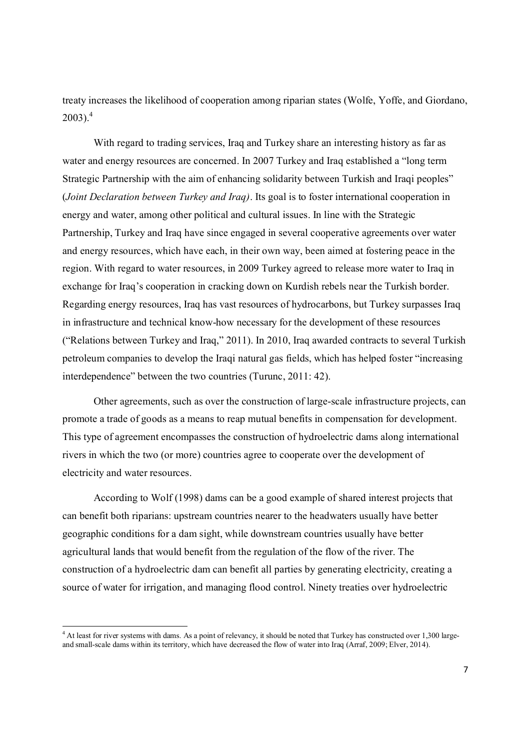treaty increases the likelihood of cooperation among riparian states (Wolfe, Yoffe, and Giordano, 2003).[4]

With regard to trading services, Iraq and Turkey share an interesting history as far as water and energy resources are concerned. In 2007 Turkey and Iraq established a "long term Strategic Partnership with the aim of enhancing solidarity between Turkish and Iraqi peoples" (*Joint Declaration between Turkey and Iraq)*. Its goal is to foster international cooperation in energy and water, among other political and cultural issues. In line with the Strategic Partnership, Turkey and Iraq have since engaged in several cooperative agreements over water and energy resources, which have each, in their own way, been aimed at fostering peace in the region. With regard to water resources, in 2009 Turkey agreed to release more water to Iraq in exchange for Iraq's cooperation in cracking down on Kurdish rebels near the Turkish border. Regarding energy resources, Iraq has vast resources of hydrocarbons, but Turkey surpasses Iraq in infrastructure and technical know-how necessary for the development of these resources ("Relations between Turkey and Iraq," 2011). In 2010, Iraq awarded contracts to several Turkish petroleum companies to develop the Iraqi natural gas fields, which has helped foster "increasing interdependence" between the two countries (Turunc, 2011: 42).

Other agreements, such as over the construction of large-scale infrastructure projects, can promote a trade of goods as a means to reap mutual benefits in compensation for development. This type of agreement encompasses the construction of hydroelectric dams along international rivers in which the two (or more) countries agree to cooperate over the development of electricity and water resources.

According to Wolf (1998) dams can be a good example of shared interest projects that can benefit both riparians: upstream countries nearer to the headwaters usually have better geographic conditions for a dam sight, while downstream countries usually have better agricultural lands that would benefit from the regulation of the flow of the river. The construction of a hydroelectric dam can benefit all parties by generating electricity, creating a source of water for irrigation, and managing flood control. Ninety treaties over hydroelectric

[4] At least for river systems with dams. As a point of relevancy, it should be noted that Turkey has constructed over 1,300 large- and small-scale dams within its territory, which have decreased the flow of water into Iraq (Arraf, 2009; Elver, 2014).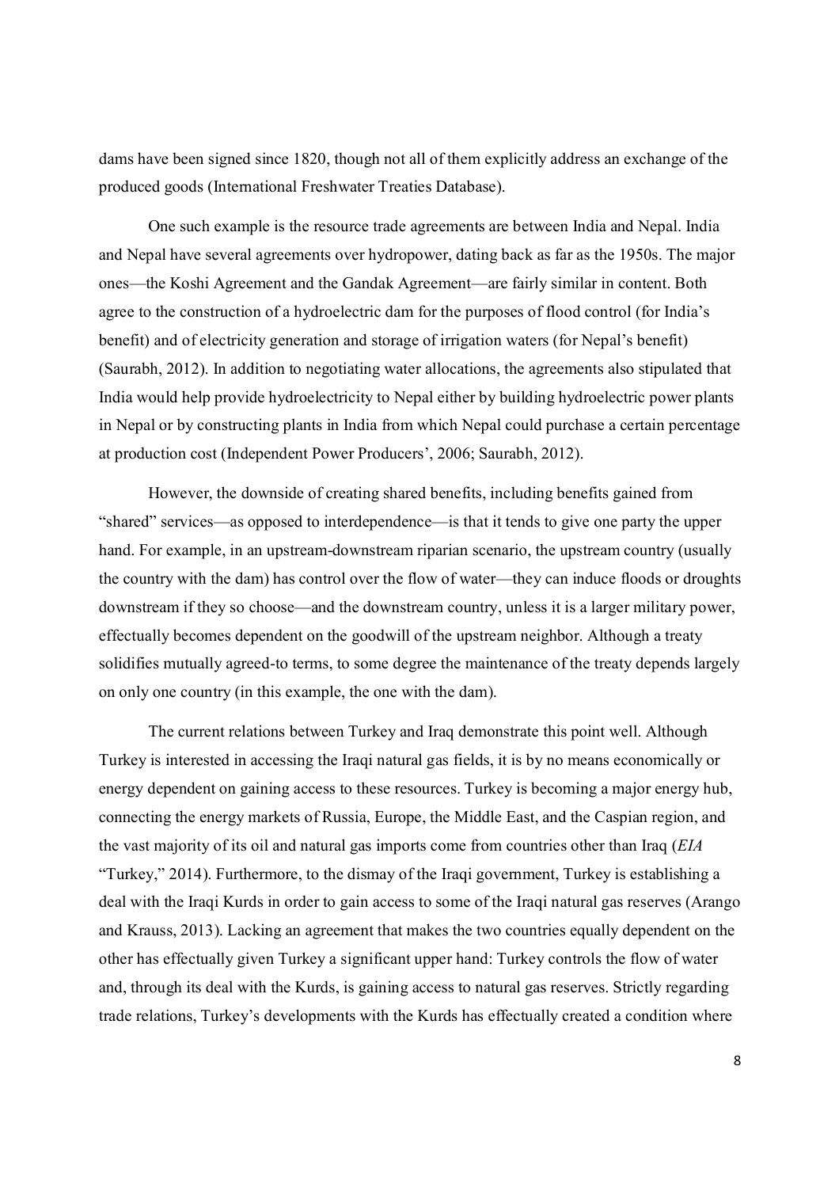dams have been signed since 1820, though not all of them explicitly address an exchange of the produced goods (International Freshwater Treaties Database).

One such example is the resource trade agreements are between India and Nepal. India and Nepal have several agreements over hydropower, dating back as far as the 1950s. The major ones—the Koshi Agreement and the Gandak Agreement—are fairly similar in content. Both agree to the construction of a hydroelectric dam for the purposes of flood control (for India's benefit) and of electricity generation and storage of irrigation waters (for Nepal's benefit) (Saurabh, 2012). In addition to negotiating water allocations, the agreements also stipulated that India would help provide hydroelectricity to Nepal either by building hydroelectric power plants in Nepal or by constructing plants in India from which Nepal could purchase a certain percentage at production cost (Independent Power Producers', 2006; Saurabh, 2012).

However, the downside of creating shared benefits, including benefits gained from "shared" services—as opposed to interdependence—is that it tends to give one party the upper hand. For example, in an upstream-downstream riparian scenario, the upstream country (usually the country with the dam) has control over the flow of water—they can induce floods or droughts downstream if they so choose—and the downstream country, unless it is a larger military power, effectually becomes dependent on the goodwill of the upstream neighbor. Although a treaty solidifies mutually agreed-to terms, to some degree the maintenance of the treaty depends largely on only one country (in this example, the one with the dam).

The current relations between Turkey and Iraq demonstrate this point well. Although Turkey is interested in accessing the Iraqi natural gas fields, it is by no means economically or energy dependent on gaining access to these resources. Turkey is becoming a major energy hub, connecting the energy markets of Russia, Europe, the Middle East, and the Caspian region, and the vast majority of its oil and natural gas imports come from countries other than Iraq (*EIA* "Turkey," 2014). Furthermore, to the dismay of the Iraqi government, Turkey is establishing a deal with the Iraqi Kurds in order to gain access to some of the Iraqi natural gas reserves (Arango and Krauss, 2013). Lacking an agreement that makes the two countries equally dependent on the other has effectually given Turkey a significant upper hand: Turkey controls the flow of water and, through its deal with the Kurds, is gaining access to natural gas reserves. Strictly regarding trade relations, Turkey's developments with the Kurds has effectually created a condition where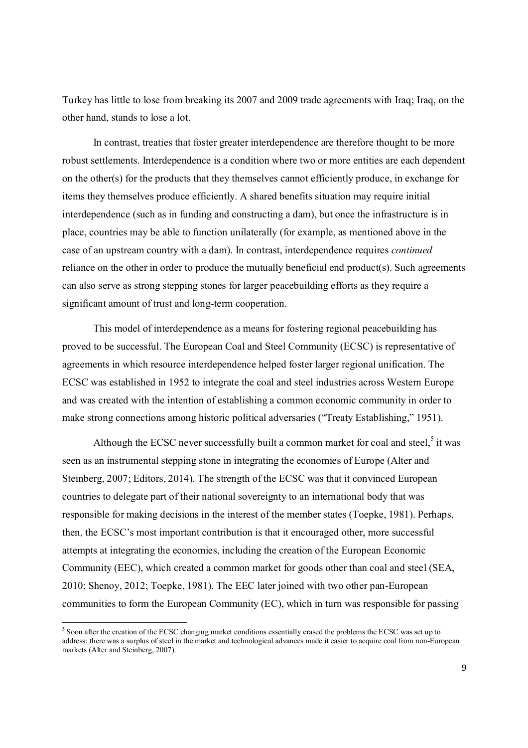Turkey has little to lose from breaking its 2007 and 2009 trade agreements with Iraq; Iraq, on the other hand, stands to lose a lot.

In contrast, treaties that foster greater interdependence are therefore thought to be more robust settlements. Interdependence is a condition where two or more entities are each dependent on the other(s) for the products that they themselves cannot efficiently produce, in exchange for items they themselves produce efficiently. A shared benefits situation may require initial interdependence (such as in funding and constructing a dam), but once the infrastructure is in place, countries may be able to function unilaterally (for example, as mentioned above in the case of an upstream country with a dam). In contrast, interdependence requires *continued* reliance on the other in order to produce the mutually beneficial end product(s). Such agreements can also serve as strong stepping stones for larger peacebuilding efforts as they require a significant amount of trust and long-term cooperation.

This model of interdependence as a means for fostering regional peacebuilding has proved to be successful. The European Coal and Steel Community (ECSC) is representative of agreements in which resource interdependence helped foster larger regional unification. The ECSC was established in 1952 to integrate the coal and steel industries across Western Europe and was created with the intention of establishing a common economic community in order to make strong connections among historic political adversaries ("Treaty Establishing," 1951).

Although the ECSC never successfully built a common market for coal and steel,[5] it was seen as an instrumental stepping stone in integrating the economies of Europe (Alter and Steinberg, 2007; Editors, 2014). The strength of the ECSC was that it convinced European countries to delegate part of their national sovereignty to an international body that was responsible for making decisions in the interest of the member states (Toepke, 1981). Perhaps, then, the ECSC's most important contribution is that it encouraged other, more successful attempts at integrating the economies, including the creation of the European Economic Community (EEC), which created a common market for goods other than coal and steel (SEA, 2010; Shenoy, 2012; Toepke, 1981). The EEC later joined with two other pan-European communities to form the European Community (EC), which in turn was responsible for passing

[5] Soon after the creation of the ECSC changing market conditions essentially erased the problems the ECSC was set up to address: there was a surplus of steel in the market and technological advances made it easier to acquire coal from non-European markets (Alter and Steinberg, 2007).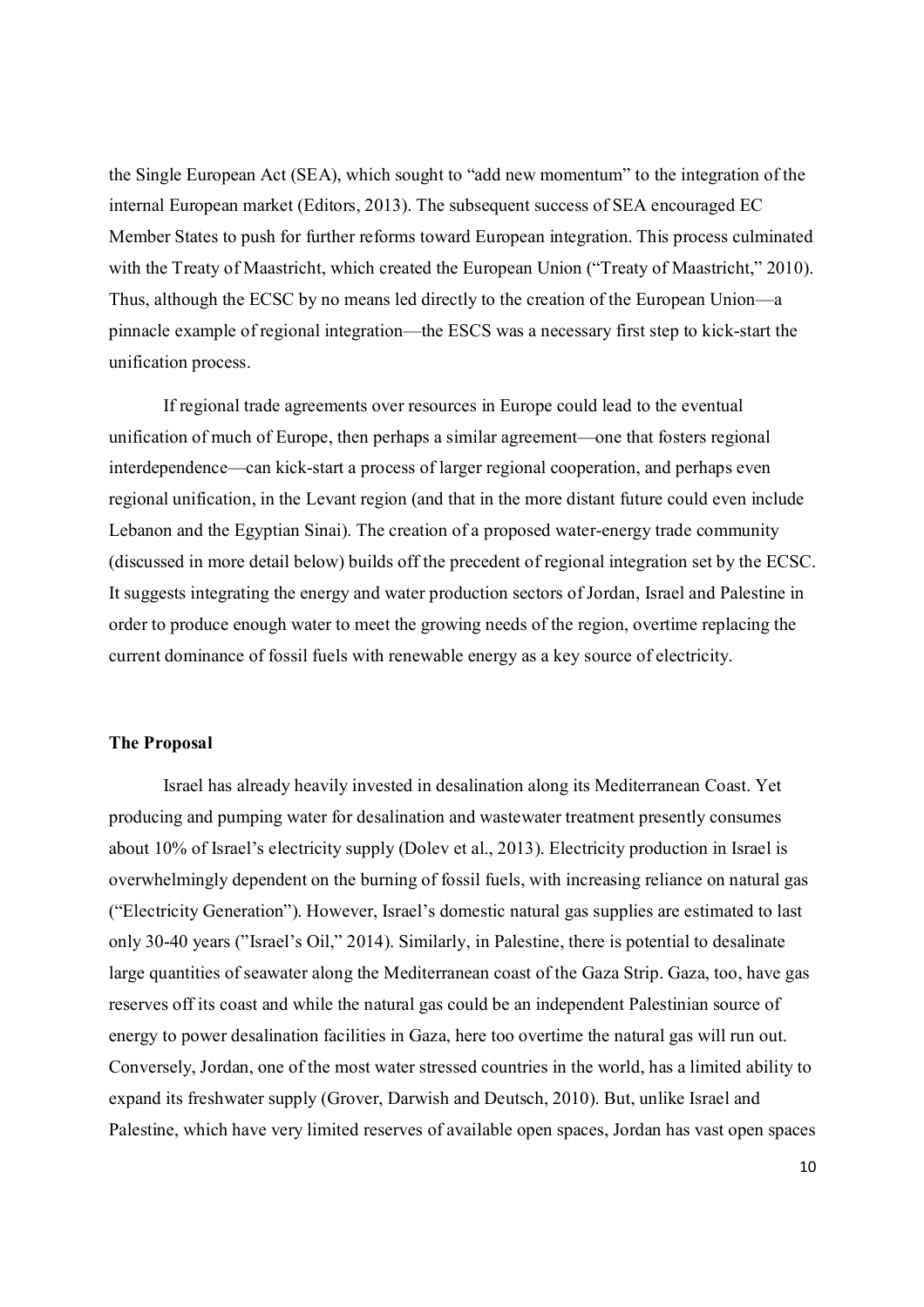the Single European Act (SEA), which sought to "add new momentum" to the integration of the internal European market (Editors, 2013). The subsequent success of SEA encouraged EC Member States to push for further reforms toward European integration. This process culminated with the Treaty of Maastricht, which created the European Union ("Treaty of Maastricht," 2010). Thus, although the ECSC by no means led directly to the creation of the European Union—a pinnacle example of regional integration—the ESCS was a necessary first step to kick-start the unification process.

If regional trade agreements over resources in Europe could lead to the eventual unification of much of Europe, then perhaps a similar agreement—one that fosters regional interdependence—can kick-start a process of larger regional cooperation, and perhaps even regional unification, in the Levant region (and that in the more distant future could even include Lebanon and the Egyptian Sinai). The creation of a proposed water-energy trade community (discussed in more detail below) builds off the precedent of regional integration set by the ECSC. It suggests integrating the energy and water production sectors of Jordan, Israel and Palestine in order to produce enough water to meet the growing needs of the region, overtime replacing the current dominance of fossil fuels with renewable energy as a key source of electricity.

**The Proposal**

Israel has already heavily invested in desalination along its Mediterranean Coast. Yet producing and pumping water for desalination and wastewater treatment presently consumes about 10% of Israel's electricity supply (Dolev et al., 2013). Electricity production in Israel is overwhelmingly dependent on the burning of fossil fuels, with increasing reliance on natural gas ("Electricity Generation"). However, Israel's domestic natural gas supplies are estimated to last only 30-40 years ("Israel's Oil," 2014). Similarly, in Palestine, there is potential to desalinate large quantities of seawater along the Mediterranean coast of the Gaza Strip. Gaza, too, have gas reserves off its coast and while the natural gas could be an independent Palestinian source of energy to power desalination facilities in Gaza, here too overtime the natural gas will run out. Conversely, Jordan, one of the most water stressed countries in the world, has a limited ability to expand its freshwater supply (Grover, Darwish and Deutsch, 2010). But, unlike Israel and Palestine, which have very limited reserves of available open spaces, Jordan has vast open spaces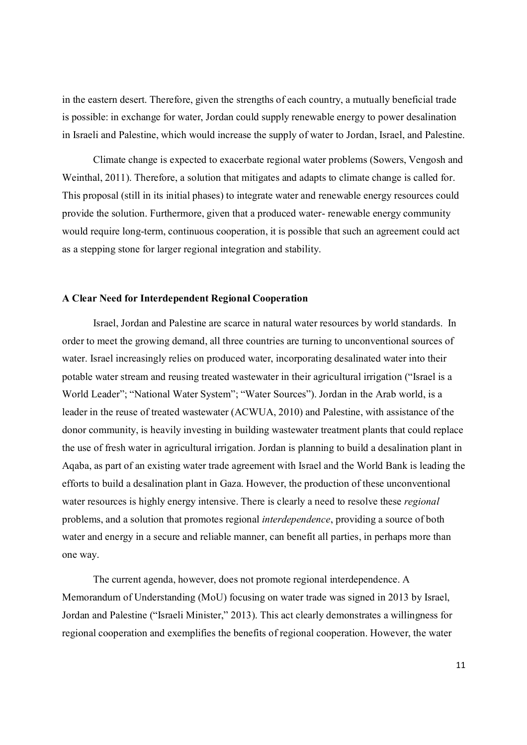in the eastern desert. Therefore, given the strengths of each country, a mutually beneficial trade is possible: in exchange for water, Jordan could supply renewable energy to power desalination in Israeli and Palestine, which would increase the supply of water to Jordan, Israel, and Palestine.

Climate change is expected to exacerbate regional water problems (Sowers, Vengosh and Weinthal, 2011). Therefore, a solution that mitigates and adapts to climate change is called for. This proposal (still in its initial phases) to integrate water and renewable energy resources could provide the solution. Furthermore, given that a produced water- renewable energy community would require long-term, continuous cooperation, it is possible that such an agreement could act as a stepping stone for larger regional integration and stability.

**A Clear Need for Interdependent Regional Cooperation**

Israel, Jordan and Palestine are scarce in natural water resources by world standards. In order to meet the growing demand, all three countries are turning to unconventional sources of water. Israel increasingly relies on produced water, incorporating desalinated water into their potable water stream and reusing treated wastewater in their agricultural irrigation ("Israel is a World Leader"; "National Water System"; "Water Sources"). Jordan in the Arab world, is a leader in the reuse of treated wastewater (ACWUA, 2010) and Palestine, with assistance of the donor community, is heavily investing in building wastewater treatment plants that could replace the use of fresh water in agricultural irrigation. Jordan is planning to build a desalination plant in Aqaba, as part of an existing water trade agreement with Israel and the World Bank is leading the efforts to build a desalination plant in Gaza. However, the production of these unconventional water resources is highly energy intensive. There is clearly a need to resolve these *regional* problems, and a solution that promotes regional *interdependence*, providing a source of both water and energy in a secure and reliable manner, can benefit all parties, in perhaps more than one way.

The current agenda, however, does not promote regional interdependence. A Memorandum of Understanding (MoU) focusing on water trade was signed in 2013 by Israel, Jordan and Palestine ("Israeli Minister," 2013). This act clearly demonstrates a willingness for regional cooperation and exemplifies the benefits of regional cooperation. However, the water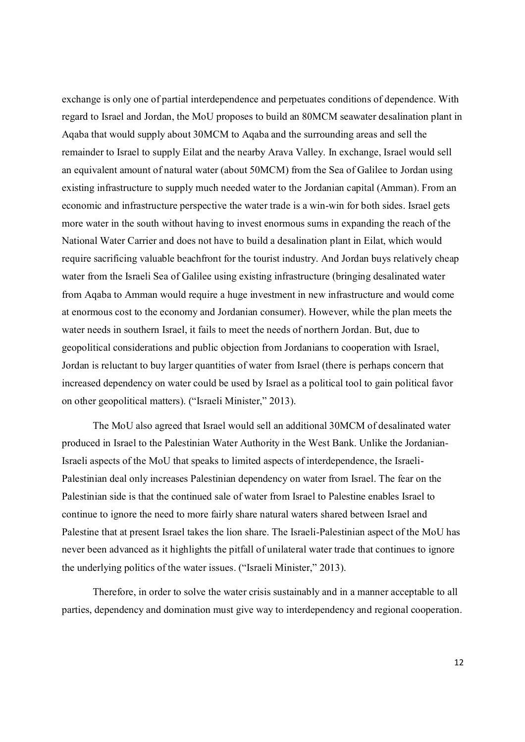exchange is only one of partial interdependence and perpetuates conditions of dependence. With regard to Israel and Jordan, the MoU proposes to build an 80MCM seawater desalination plant in Aqaba that would supply about 30MCM to Aqaba and the surrounding areas and sell the remainder to Israel to supply Eilat and the nearby Arava Valley. In exchange, Israel would sell an equivalent amount of natural water (about 50MCM) from the Sea of Galilee to Jordan using existing infrastructure to supply much needed water to the Jordanian capital (Amman). From an economic and infrastructure perspective the water trade is a win-win for both sides. Israel gets more water in the south without having to invest enormous sums in expanding the reach of the National Water Carrier and does not have to build a desalination plant in Eilat, which would require sacrificing valuable beachfront for the tourist industry. And Jordan buys relatively cheap water from the Israeli Sea of Galilee using existing infrastructure (bringing desalinated water from Aqaba to Amman would require a huge investment in new infrastructure and would come at enormous cost to the economy and Jordanian consumer). However, while the plan meets the water needs in southern Israel, it fails to meet the needs of northern Jordan. But, due to geopolitical considerations and public objection from Jordanians to cooperation with Israel, Jordan is reluctant to buy larger quantities of water from Israel (there is perhaps concern that increased dependency on water could be used by Israel as a political tool to gain political favor on other geopolitical matters). ("Israeli Minister," 2013).

The MoU also agreed that Israel would sell an additional 30MCM of desalinated water produced in Israel to the Palestinian Water Authority in the West Bank. Unlike the Jordanian-Israeli aspects of the MoU that speaks to limited aspects of interdependence, the Israeli-Palestinian deal only increases Palestinian dependency on water from Israel. The fear on the Palestinian side is that the continued sale of water from Israel to Palestine enables Israel to continue to ignore the need to more fairly share natural waters shared between Israel and Palestine that at present Israel takes the lion share. The Israeli-Palestinian aspect of the MoU has never been advanced as it highlights the pitfall of unilateral water trade that continues to ignore the underlying politics of the water issues. ("Israeli Minister," 2013).

Therefore, in order to solve the water crisis sustainably and in a manner acceptable to all parties, dependency and domination must give way to interdependency and regional cooperation.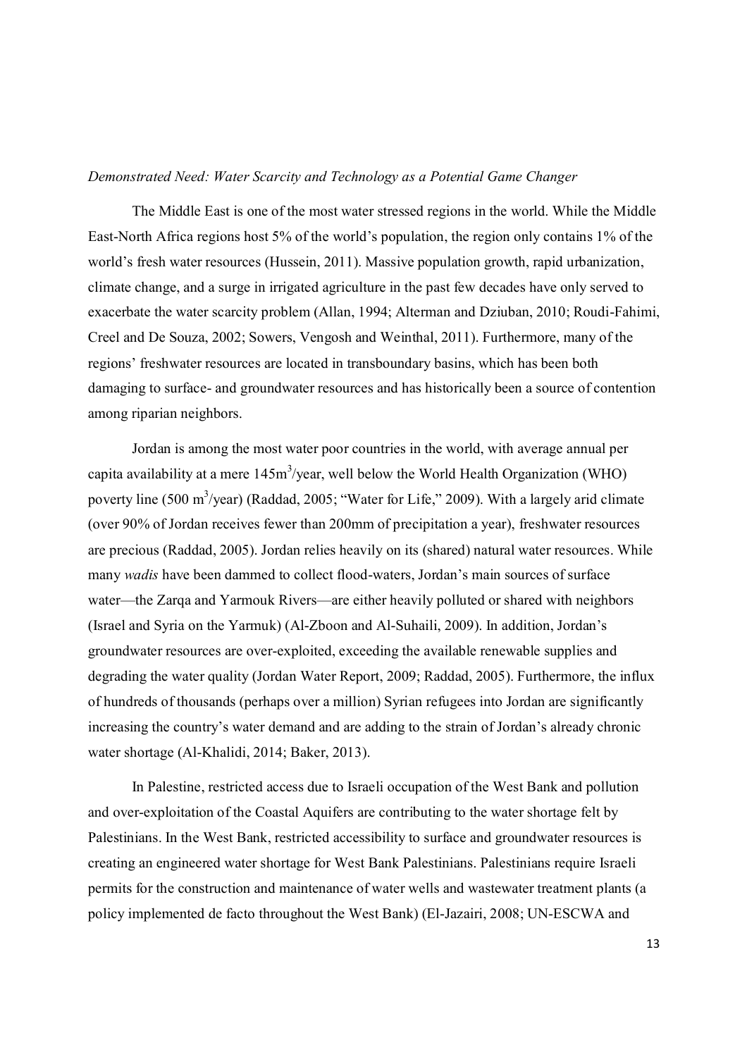*Demonstrated Need: Water Scarcity and Technology as a Potential Game Changer*

The Middle East is one of the most water stressed regions in the world. While the Middle East-North Africa regions host 5% of the world's population, the region only contains 1% of the world's fresh water resources (Hussein, 2011). Massive population growth, rapid urbanization, climate change, and a surge in irrigated agriculture in the past few decades have only served to exacerbate the water scarcity problem (Allan, 1994; Alterman and Dziuban, 2010; Roudi-Fahimi, Creel and De Souza, 2002; Sowers, Vengosh and Weinthal, 2011). Furthermore, many of the regions' freshwater resources are located in transboundary basins, which has been both damaging to surface- and groundwater resources and has historically been a source of contention among riparian neighbors.

Jordan is among the most water poor countries in the world, with average annual per capita availability at a mere $145m^3$/year, well below the World Health Organization (WHO) poverty line (500 $m^3$/year) (Raddad, 2005; "Water for Life," 2009). With a largely arid climate (over 90% of Jordan receives fewer than 200mm of precipitation a year), freshwater resources are precious (Raddad, 2005). Jordan relies heavily on its (shared) natural water resources. While many *wadis* have been dammed to collect flood-waters, Jordan's main sources of surface water—the Zarqa and Yarmouk Rivers—are either heavily polluted or shared with neighbors (Israel and Syria on the Yarmuk) (Al-Zboon and Al-Suhaili, 2009). In addition, Jordan's groundwater resources are over-exploited, exceeding the available renewable supplies and degrading the water quality (Jordan Water Report, 2009; Raddad, 2005). Furthermore, the influx of hundreds of thousands (perhaps over a million) Syrian refugees into Jordan are significantly increasing the country's water demand and are adding to the strain of Jordan's already chronic water shortage (Al-Khalidi, 2014; Baker, 2013).

In Palestine, restricted access due to Israeli occupation of the West Bank and pollution and over-exploitation of the Coastal Aquifers are contributing to the water shortage felt by Palestinians. In the West Bank, restricted accessibility to surface and groundwater resources is creating an engineered water shortage for West Bank Palestinians. Palestinians require Israeli permits for the construction and maintenance of water wells and wastewater treatment plants (a policy implemented de facto throughout the West Bank) (El-Jazairi, 2008; UN-ESCWA and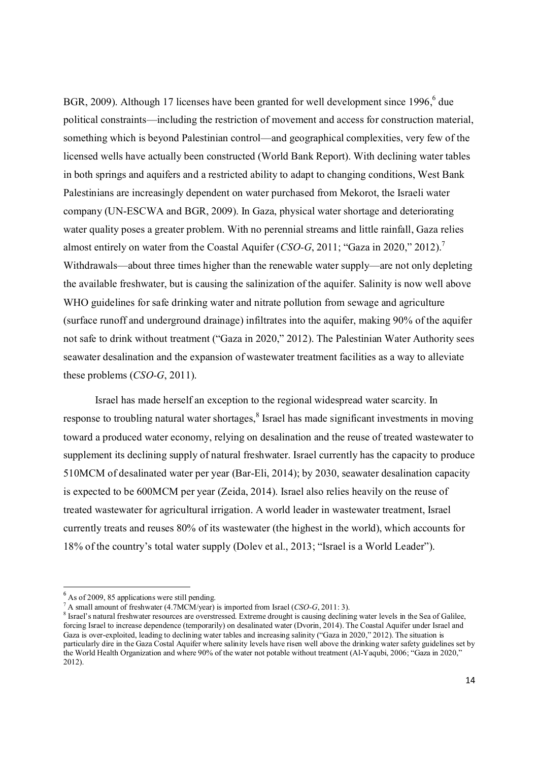BGR, 2009). Although 17 licenses have been granted for well development since 1996,[6] due political constraints—including the restriction of movement and access for construction material, something which is beyond Palestinian control—and geographical complexities, very few of the licensed wells have actually been constructed (World Bank Report). With declining water tables in both springs and aquifers and a restricted ability to adapt to changing conditions, West Bank Palestinians are increasingly dependent on water purchased from Mekorot, the Israeli water company (UN-ESCWA and BGR, 2009). In Gaza, physical water shortage and deteriorating water quality poses a greater problem. With no perennial streams and little rainfall, Gaza relies almost entirely on water from the Coastal Aquifer (*CSO-G*, 2011; "Gaza in 2020," 2012).[7] Withdrawals—about three times higher than the renewable water supply—are not only depleting the available freshwater, but is causing the salinization of the aquifer. Salinity is now well above WHO guidelines for safe drinking water and nitrate pollution from sewage and agriculture (surface runoff and underground drainage) infiltrates into the aquifer, making 90% of the aquifer not safe to drink without treatment ("Gaza in 2020," 2012). The Palestinian Water Authority sees seawater desalination and the expansion of wastewater treatment facilities as a way to alleviate these problems (*CSO-G*, 2011).

Israel has made herself an exception to the regional widespread water scarcity. In response to troubling natural water shortages,[8] Israel has made significant investments in moving toward a produced water economy, relying on desalination and the reuse of treated wastewater to supplement its declining supply of natural freshwater. Israel currently has the capacity to produce 510MCM of desalinated water per year (Bar-Eli, 2014); by 2030, seawater desalination capacity is expected to be 600MCM per year (Zeida, 2014). Israel also relies heavily on the reuse of treated wastewater for agricultural irrigation. A world leader in wastewater treatment, Israel currently treats and reuses 80% of its wastewater (the highest in the world), which accounts for 18% of the country's total water supply (Dolev et al., 2013; "Israel is a World Leader").

---

[6] As of 2009, 85 applications were still pending.

[7] A small amount of freshwater (4.7MCM/year) is imported from Israel (*CSO-G*, 2011: 3).

[8] Israel's natural freshwater resources are overstressed. Extreme drought is causing declining water levels in the Sea of Galilee, forcing Israel to increase dependence (temporarily) on desalinated water (Dvorin, 2014). The Coastal Aquifer under Israel and Gaza is over-exploited, leading to declining water tables and increasing salinity ("Gaza in 2020," 2012). The situation is particularly dire in the Gaza Costal Aquifer where salinity levels have risen well above the drinking water safety guidelines set by the World Health Organization and where 90% of the water not potable without treatment (Al-Yaqubi, 2006; "Gaza in 2020," 2012).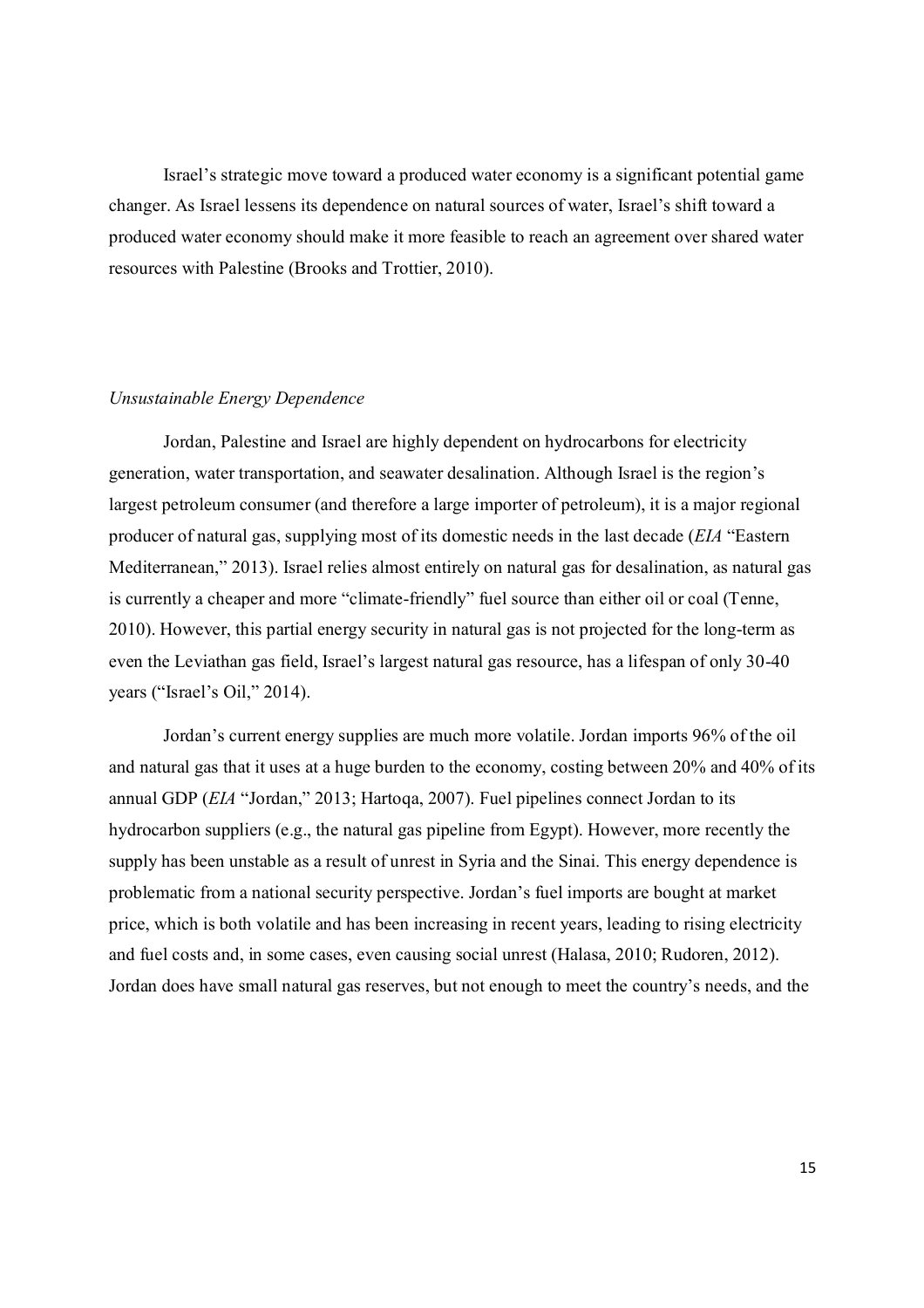Israel's strategic move toward a produced water economy is a significant potential game changer. As Israel lessens its dependence on natural sources of water, Israel's shift toward a produced water economy should make it more feasible to reach an agreement over shared water resources with Palestine (Brooks and Trottier, 2010).

*Unsustainable Energy Dependence*

Jordan, Palestine and Israel are highly dependent on hydrocarbons for electricity generation, water transportation, and seawater desalination. Although Israel is the region's largest petroleum consumer (and therefore a large importer of petroleum), it is a major regional producer of natural gas, supplying most of its domestic needs in the last decade (*EIA* "Eastern Mediterranean," 2013). Israel relies almost entirely on natural gas for desalination, as natural gas is currently a cheaper and more "climate-friendly" fuel source than either oil or coal (Tenne, 2010). However, this partial energy security in natural gas is not projected for the long-term as even the Leviathan gas field, Israel's largest natural gas resource, has a lifespan of only 30-40 years ("Israel's Oil," 2014).

Jordan's current energy supplies are much more volatile. Jordan imports 96% of the oil and natural gas that it uses at a huge burden to the economy, costing between 20% and 40% of its annual GDP (*EIA* "Jordan," 2013; Hartoqa, 2007). Fuel pipelines connect Jordan to its hydrocarbon suppliers (e.g., the natural gas pipeline from Egypt). However, more recently the supply has been unstable as a result of unrest in Syria and the Sinai. This energy dependence is problematic from a national security perspective. Jordan's fuel imports are bought at market price, which is both volatile and has been increasing in recent years, leading to rising electricity and fuel costs and, in some cases, even causing social unrest (Halasa, 2010; Rudoren, 2012). Jordan does have small natural gas reserves, but not enough to meet the country's needs, and the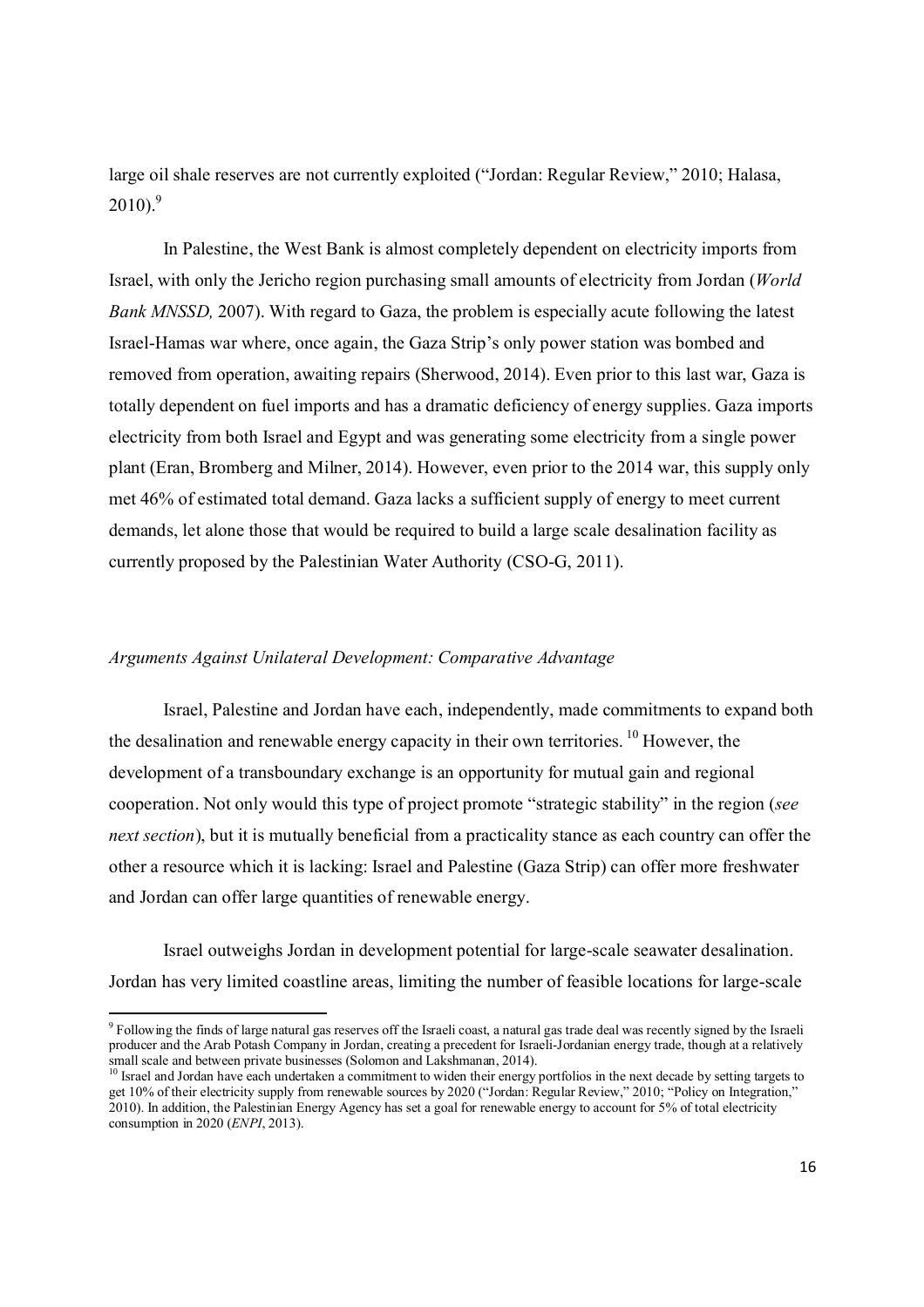large oil shale reserves are not currently exploited ("Jordan: Regular Review," 2010; Halasa, 2010).[9]

In Palestine, the West Bank is almost completely dependent on electricity imports from Israel, with only the Jericho region purchasing small amounts of electricity from Jordan (*World Bank MNSSD,* 2007). With regard to Gaza, the problem is especially acute following the latest Israel-Hamas war where, once again, the Gaza Strip's only power station was bombed and removed from operation, awaiting repairs (Sherwood, 2014). Even prior to this last war, Gaza is totally dependent on fuel imports and has a dramatic deficiency of energy supplies. Gaza imports electricity from both Israel and Egypt and was generating some electricity from a single power plant (Eran, Bromberg and Milner, 2014). However, even prior to the 2014 war, this supply only met 46% of estimated total demand. Gaza lacks a sufficient supply of energy to meet current demands, let alone those that would be required to build a large scale desalination facility as currently proposed by the Palestinian Water Authority (CSO-G, 2011).

*Arguments Against Unilateral Development: Comparative Advantage*

Israel, Palestine and Jordan have each, independently, made commitments to expand both the desalination and renewable energy capacity in their own territories.[10] However, the development of a transboundary exchange is an opportunity for mutual gain and regional cooperation. Not only would this type of project promote "strategic stability" in the region (*see next section*), but it is mutually beneficial from a practicality stance as each country can offer the other a resource which it is lacking: Israel and Palestine (Gaza Strip) can offer more freshwater and Jordan can offer large quantities of renewable energy.

Israel outweighs Jordan in development potential for large-scale seawater desalination. Jordan has very limited coastline areas, limiting the number of feasible locations for large-scale

---

[9] Following the finds of large natural gas reserves off the Israeli coast, a natural gas trade deal was recently signed by the Israeli producer and the Arab Potash Company in Jordan, creating a precedent for Israeli-Jordanian energy trade, though at a relatively small scale and between private businesses (Solomon and Lakshmanan, 2014).

[10] Israel and Jordan have each undertaken a commitment to widen their energy portfolios in the next decade by setting targets to get 10% of their electricity supply from renewable sources by 2020 ("Jordan: Regular Review," 2010; "Policy on Integration," 2010). In addition, the Palestinian Energy Agency has set a goal for renewable energy to account for 5% of total electricity consumption in 2020 (*ENPI*, 2013).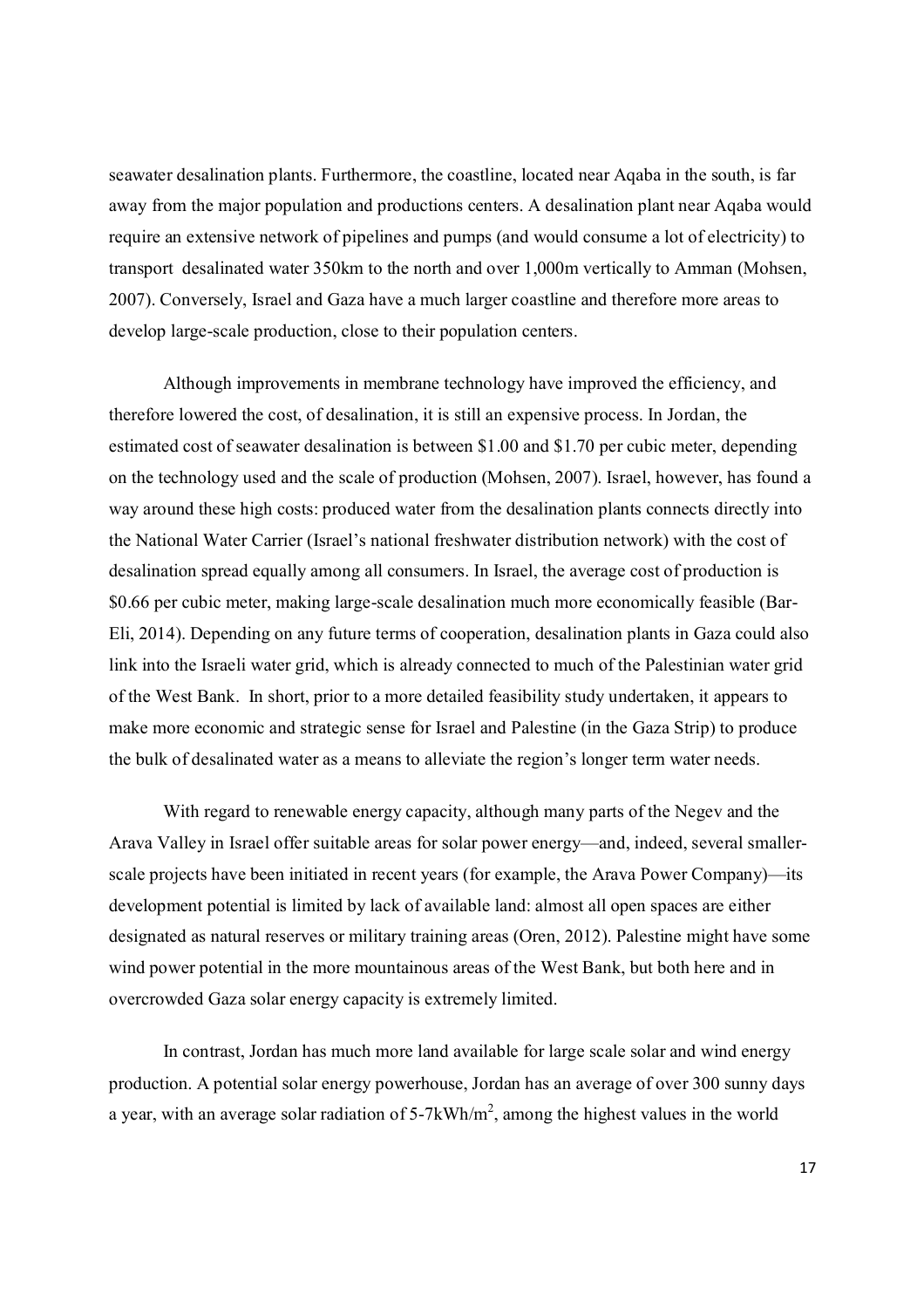seawater desalination plants. Furthermore, the coastline, located near Aqaba in the south, is far away from the major population and productions centers. A desalination plant near Aqaba would require an extensive network of pipelines and pumps (and would consume a lot of electricity) to transport desalinated water 350km to the north and over 1,000m vertically to Amman (Mohsen, 2007). Conversely, Israel and Gaza have a much larger coastline and therefore more areas to develop large-scale production, close to their population centers.

Although improvements in membrane technology have improved the efficiency, and therefore lowered the cost, of desalination, it is still an expensive process. In Jordan, the estimated cost of seawater desalination is between \$1.00 and \$1.70 per cubic meter, depending on the technology used and the scale of production (Mohsen, 2007). Israel, however, has found a way around these high costs: produced water from the desalination plants connects directly into the National Water Carrier (Israel's national freshwater distribution network) with the cost of desalination spread equally among all consumers. In Israel, the average cost of production is \$0.66 per cubic meter, making large-scale desalination much more economically feasible (Bar-Eli, 2014). Depending on any future terms of cooperation, desalination plants in Gaza could also link into the Israeli water grid, which is already connected to much of the Palestinian water grid of the West Bank. In short, prior to a more detailed feasibility study undertaken, it appears to make more economic and strategic sense for Israel and Palestine (in the Gaza Strip) to produce the bulk of desalinated water as a means to alleviate the region's longer term water needs.

With regard to renewable energy capacity, although many parts of the Negev and the Arava Valley in Israel offer suitable areas for solar power energy—and, indeed, several smaller-scale projects have been initiated in recent years (for example, the Arava Power Company)—its development potential is limited by lack of available land: almost all open spaces are either designated as natural reserves or military training areas (Oren, 2012). Palestine might have some wind power potential in the more mountainous areas of the West Bank, but both here and in overcrowded Gaza solar energy capacity is extremely limited.

In contrast, Jordan has much more land available for large scale solar and wind energy production. A potential solar energy powerhouse, Jordan has an average of over 300 sunny days a year, with an average solar radiation of 5-7kWh/$m^2$, among the highest values in the world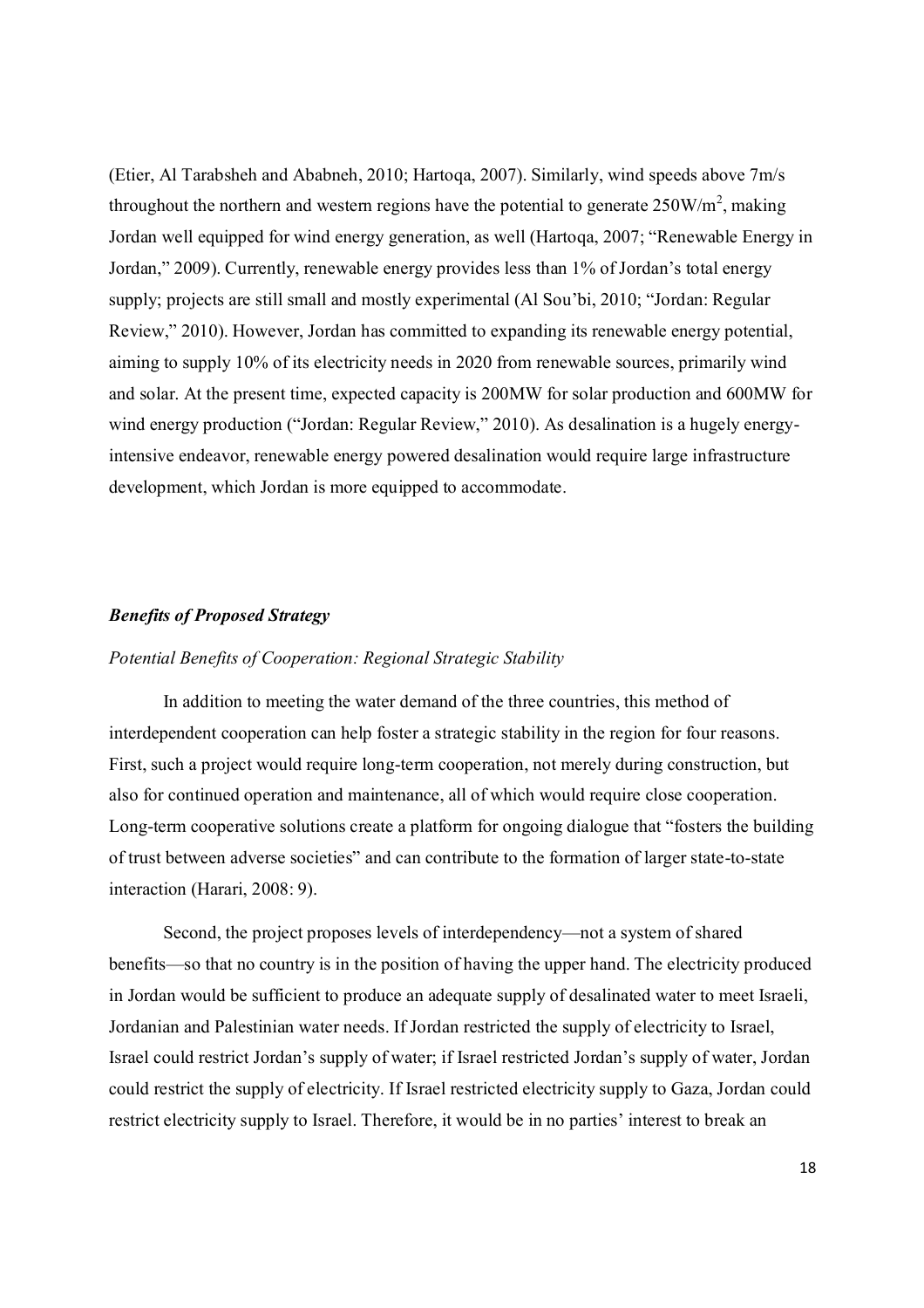(Etier, Al Tarabsheh and Ababneh, 2010; Hartoqa, 2007). Similarly, wind speeds above 7m/s throughout the northern and western regions have the potential to generate 250W/$m^2$, making Jordan well equipped for wind energy generation, as well (Hartoqa, 2007; "Renewable Energy in Jordan," 2009). Currently, renewable energy provides less than 1% of Jordan's total energy supply; projects are still small and mostly experimental (Al Sou'bi, 2010; "Jordan: Regular Review," 2010). However, Jordan has committed to expanding its renewable energy potential, aiming to supply 10% of its electricity needs in 2020 from renewable sources, primarily wind and solar. At the present time, expected capacity is 200MW for solar production and 600MW for wind energy production ("Jordan: Regular Review," 2010). As desalination is a hugely energy-intensive endeavor, renewable energy powered desalination would require large infrastructure development, which Jordan is more equipped to accommodate.

### ***Benefits of Proposed Strategy***

#### *Potential Benefits of Cooperation: Regional Strategic Stability*

In addition to meeting the water demand of the three countries, this method of interdependent cooperation can help foster a strategic stability in the region for four reasons. First, such a project would require long-term cooperation, not merely during construction, but also for continued operation and maintenance, all of which would require close cooperation. Long-term cooperative solutions create a platform for ongoing dialogue that "fosters the building of trust between adverse societies" and can contribute to the formation of larger state-to-state interaction (Harari, 2008: 9).

Second, the project proposes levels of interdependency—not a system of shared benefits—so that no country is in the position of having the upper hand. The electricity produced in Jordan would be sufficient to produce an adequate supply of desalinated water to meet Israeli, Jordanian and Palestinian water needs. If Jordan restricted the supply of electricity to Israel, Israel could restrict Jordan's supply of water; if Israel restricted Jordan's supply of water, Jordan could restrict the supply of electricity. If Israel restricted electricity supply to Gaza, Jordan could restrict electricity supply to Israel. Therefore, it would be in no parties' interest to break an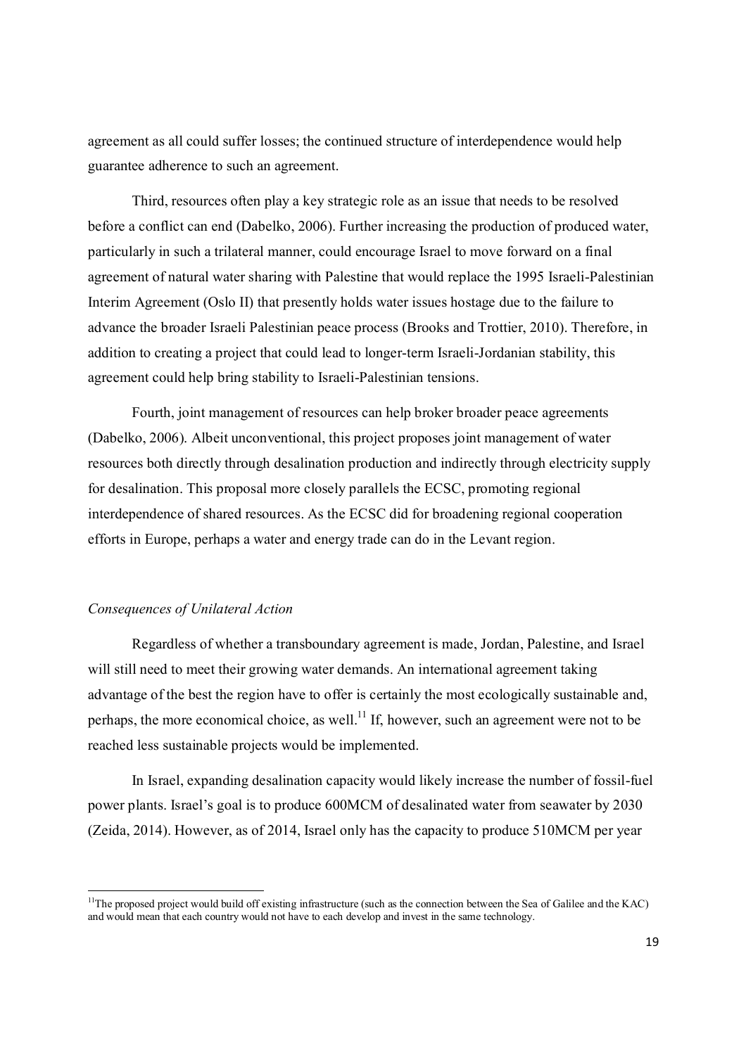agreement as all could suffer losses; the continued structure of interdependence would help guarantee adherence to such an agreement.

Third, resources often play a key strategic role as an issue that needs to be resolved before a conflict can end (Dabelko, 2006). Further increasing the production of produced water, particularly in such a trilateral manner, could encourage Israel to move forward on a final agreement of natural water sharing with Palestine that would replace the 1995 Israeli-Palestinian Interim Agreement (Oslo II) that presently holds water issues hostage due to the failure to advance the broader Israeli Palestinian peace process (Brooks and Trottier, 2010). Therefore, in addition to creating a project that could lead to longer-term Israeli-Jordanian stability, this agreement could help bring stability to Israeli-Palestinian tensions.

Fourth, joint management of resources can help broker broader peace agreements (Dabelko, 2006). Albeit unconventional, this project proposes joint management of water resources both directly through desalination production and indirectly through electricity supply for desalination. This proposal more closely parallels the ECSC, promoting regional interdependence of shared resources. As the ECSC did for broadening regional cooperation efforts in Europe, perhaps a water and energy trade can do in the Levant region.

*Consequences of Unilateral Action*

Regardless of whether a transboundary agreement is made, Jordan, Palestine, and Israel will still need to meet their growing water demands. An international agreement taking advantage of the best the region have to offer is certainly the most ecologically sustainable and, perhaps, the more economical choice, as well.[11] If, however, such an agreement were not to be reached less sustainable projects would be implemented.

In Israel, expanding desalination capacity would likely increase the number of fossil-fuel power plants. Israel's goal is to produce 600MCM of desalinated water from seawater by 2030 (Zeida, 2014). However, as of 2014, Israel only has the capacity to produce 510MCM per year

[11] The proposed project would build off existing infrastructure (such as the connection between the Sea of Galilee and the KAC) and would mean that each country would not have to each develop and invest in the same technology.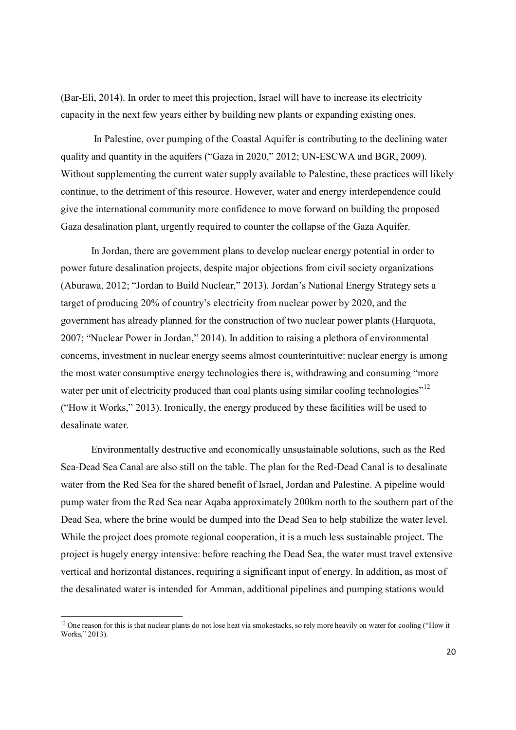(Bar-Eli, 2014). In order to meet this projection, Israel will have to increase its electricity capacity in the next few years either by building new plants or expanding existing ones.

In Palestine, over pumping of the Coastal Aquifer is contributing to the declining water quality and quantity in the aquifers ("Gaza in 2020," 2012; UN-ESCWA and BGR, 2009). Without supplementing the current water supply available to Palestine, these practices will likely continue, to the detriment of this resource. However, water and energy interdependence could give the international community more confidence to move forward on building the proposed Gaza desalination plant, urgently required to counter the collapse of the Gaza Aquifer.

In Jordan, there are government plans to develop nuclear energy potential in order to power future desalination projects, despite major objections from civil society organizations (Aburawa, 2012; "Jordan to Build Nuclear," 2013). Jordan's National Energy Strategy sets a target of producing 20% of country's electricity from nuclear power by 2020, and the government has already planned for the construction of two nuclear power plants (Harquota, 2007; "Nuclear Power in Jordan," 2014). In addition to raising a plethora of environmental concerns, investment in nuclear energy seems almost counterintuitive: nuclear energy is among the most water consumptive energy technologies there is, withdrawing and consuming "more water per unit of electricity produced than coal plants using similar cooling technologies"[12] ("How it Works," 2013). Ironically, the energy produced by these facilities will be used to desalinate water.

Environmentally destructive and economically unsustainable solutions, such as the Red Sea-Dead Sea Canal are also still on the table. The plan for the Red-Dead Canal is to desalinate water from the Red Sea for the shared benefit of Israel, Jordan and Palestine. A pipeline would pump water from the Red Sea near Aqaba approximately 200km north to the southern part of the Dead Sea, where the brine would be dumped into the Dead Sea to help stabilize the water level. While the project does promote regional cooperation, it is a much less sustainable project. The project is hugely energy intensive: before reaching the Dead Sea, the water must travel extensive vertical and horizontal distances, requiring a significant input of energy. In addition, as most of the desalinated water is intended for Amman, additional pipelines and pumping stations would

[12] One reason for this is that nuclear plants do not lose heat via smokestacks, so rely more heavily on water for cooling ("How it Works," 2013).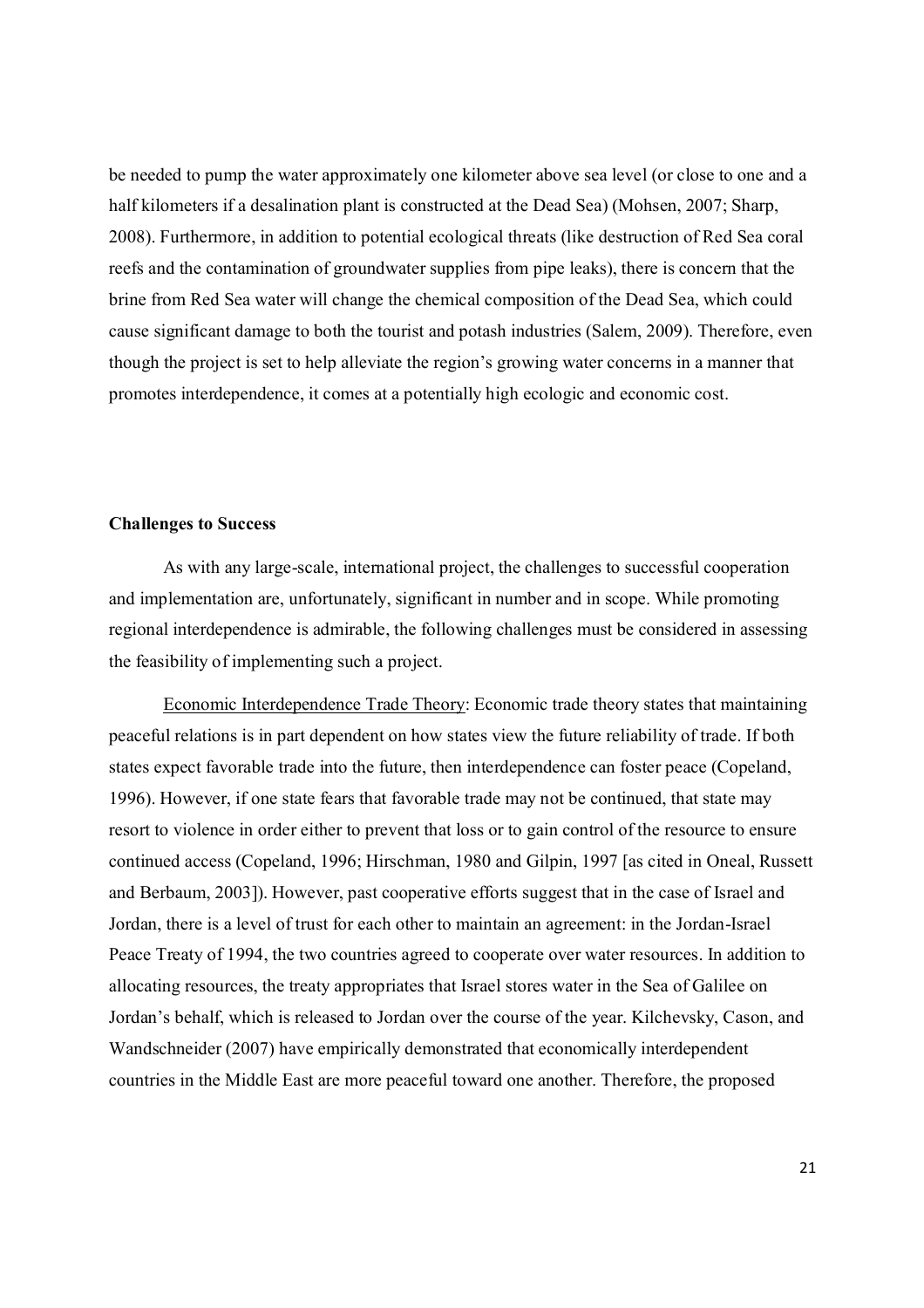be needed to pump the water approximately one kilometer above sea level (or close to one and a half kilometers if a desalination plant is constructed at the Dead Sea) (Mohsen, 2007; Sharp, 2008). Furthermore, in addition to potential ecological threats (like destruction of Red Sea coral reefs and the contamination of groundwater supplies from pipe leaks), there is concern that the brine from Red Sea water will change the chemical composition of the Dead Sea, which could cause significant damage to both the tourist and potash industries (Salem, 2009). Therefore, even though the project is set to help alleviate the region's growing water concerns in a manner that promotes interdependence, it comes at a potentially high ecologic and economic cost.

**Challenges to Success**

As with any large-scale, international project, the challenges to successful cooperation and implementation are, unfortunately, significant in number and in scope. While promoting regional interdependence is admirable, the following challenges must be considered in assessing the feasibility of implementing such a project.

Economic Interdependence Trade Theory: Economic trade theory states that maintaining peaceful relations is in part dependent on how states view the future reliability of trade. If both states expect favorable trade into the future, then interdependence can foster peace (Copeland, 1996). However, if one state fears that favorable trade may not be continued, that state may resort to violence in order either to prevent that loss or to gain control of the resource to ensure continued access (Copeland, 1996; Hirschman, 1980 and Gilpin, 1997 [as cited in Oneal, Russett and Berbaum, 2003]). However, past cooperative efforts suggest that in the case of Israel and Jordan, there is a level of trust for each other to maintain an agreement: in the Jordan-Israel Peace Treaty of 1994, the two countries agreed to cooperate over water resources. In addition to allocating resources, the treaty appropriates that Israel stores water in the Sea of Galilee on Jordan's behalf, which is released to Jordan over the course of the year. Kilchevsky, Cason, and Wandschneider (2007) have empirically demonstrated that economically interdependent countries in the Middle East are more peaceful toward one another. Therefore, the proposed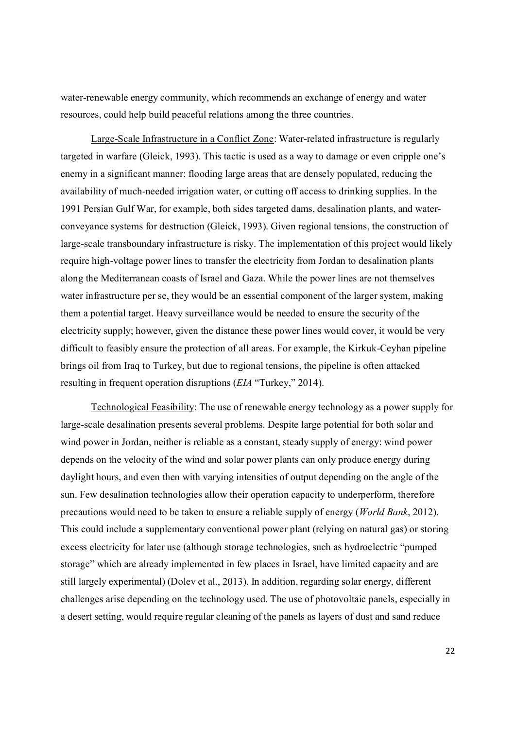water-renewable energy community, which recommends an exchange of energy and water resources, could help build peaceful relations among the three countries.

<u>Large-Scale Infrastructure in a Conflict Zone</u>: Water-related infrastructure is regularly targeted in warfare (Gleick, 1993). This tactic is used as a way to damage or even cripple one's enemy in a significant manner: flooding large areas that are densely populated, reducing the availability of much-needed irrigation water, or cutting off access to drinking supplies. In the 1991 Persian Gulf War, for example, both sides targeted dams, desalination plants, and water-conveyance systems for destruction (Gleick, 1993). Given regional tensions, the construction of large-scale transboundary infrastructure is risky. The implementation of this project would likely require high-voltage power lines to transfer the electricity from Jordan to desalination plants along the Mediterranean coasts of Israel and Gaza. While the power lines are not themselves water infrastructure per se, they would be an essential component of the larger system, making them a potential target. Heavy surveillance would be needed to ensure the security of the electricity supply; however, given the distance these power lines would cover, it would be very difficult to feasibly ensure the protection of all areas. For example, the Kirkuk-Ceyhan pipeline brings oil from Iraq to Turkey, but due to regional tensions, the pipeline is often attacked resulting in frequent operation disruptions (*EIA* "Turkey," 2014).

<u>Technological Feasibility</u>: The use of renewable energy technology as a power supply for large-scale desalination presents several problems. Despite large potential for both solar and wind power in Jordan, neither is reliable as a constant, steady supply of energy: wind power depends on the velocity of the wind and solar power plants can only produce energy during daylight hours, and even then with varying intensities of output depending on the angle of the sun. Few desalination technologies allow their operation capacity to underperform, therefore precautions would need to be taken to ensure a reliable supply of energy (*World Bank*, 2012). This could include a supplementary conventional power plant (relying on natural gas) or storing excess electricity for later use (although storage technologies, such as hydroelectric "pumped storage" which are already implemented in few places in Israel, have limited capacity and are still largely experimental) (Dolev et al., 2013). In addition, regarding solar energy, different challenges arise depending on the technology used. The use of photovoltaic panels, especially in a desert setting, would require regular cleaning of the panels as layers of dust and sand reduce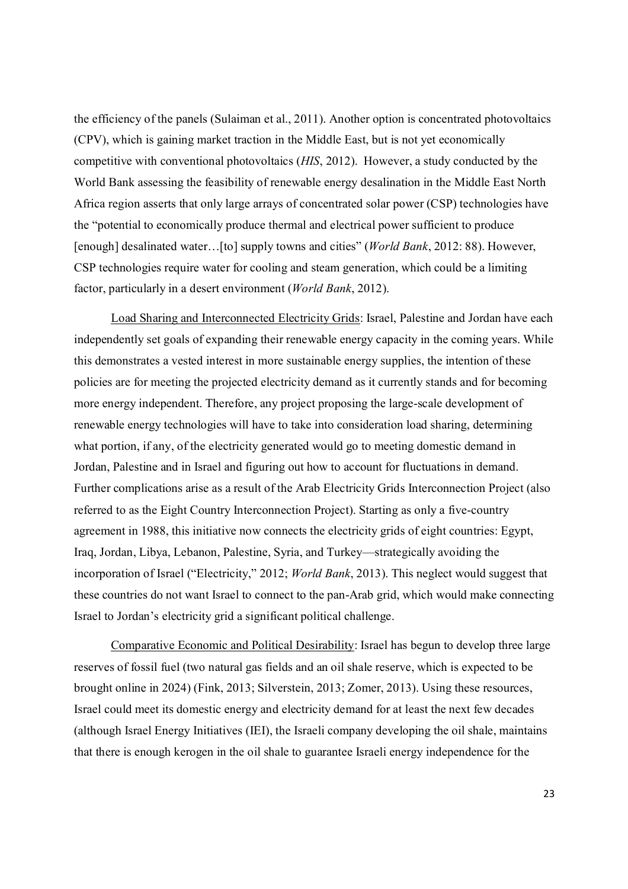the efficiency of the panels (Sulaiman et al., 2011). Another option is concentrated photovoltaics (CPV), which is gaining market traction in the Middle East, but is not yet economically competitive with conventional photovoltaics (*HIS*, 2012). However, a study conducted by the World Bank assessing the feasibility of renewable energy desalination in the Middle East North Africa region asserts that only large arrays of concentrated solar power (CSP) technologies have the "potential to economically produce thermal and electrical power sufficient to produce [enough] desalinated water…[to] supply towns and cities" (*World Bank*, 2012: 88). However, CSP technologies require water for cooling and steam generation, which could be a limiting factor, particularly in a desert environment (*World Bank*, 2012).

<u>Load Sharing and Interconnected Electricity Grids</u>: Israel, Palestine and Jordan have each independently set goals of expanding their renewable energy capacity in the coming years. While this demonstrates a vested interest in more sustainable energy supplies, the intention of these policies are for meeting the projected electricity demand as it currently stands and for becoming more energy independent. Therefore, any project proposing the large-scale development of renewable energy technologies will have to take into consideration load sharing, determining what portion, if any, of the electricity generated would go to meeting domestic demand in Jordan, Palestine and in Israel and figuring out how to account for fluctuations in demand. Further complications arise as a result of the Arab Electricity Grids Interconnection Project (also referred to as the Eight Country Interconnection Project). Starting as only a five-country agreement in 1988, this initiative now connects the electricity grids of eight countries: Egypt, Iraq, Jordan, Libya, Lebanon, Palestine, Syria, and Turkey—strategically avoiding the incorporation of Israel ("Electricity," 2012; *World Bank*, 2013). This neglect would suggest that these countries do not want Israel to connect to the pan-Arab grid, which would make connecting Israel to Jordan's electricity grid a significant political challenge.

<u>Comparative Economic and Political Desirability</u>: Israel has begun to develop three large reserves of fossil fuel (two natural gas fields and an oil shale reserve, which is expected to be brought online in 2024) (Fink, 2013; Silverstein, 2013; Zomer, 2013). Using these resources, Israel could meet its domestic energy and electricity demand for at least the next few decades (although Israel Energy Initiatives (IEI), the Israeli company developing the oil shale, maintains that there is enough kerogen in the oil shale to guarantee Israeli energy independence for the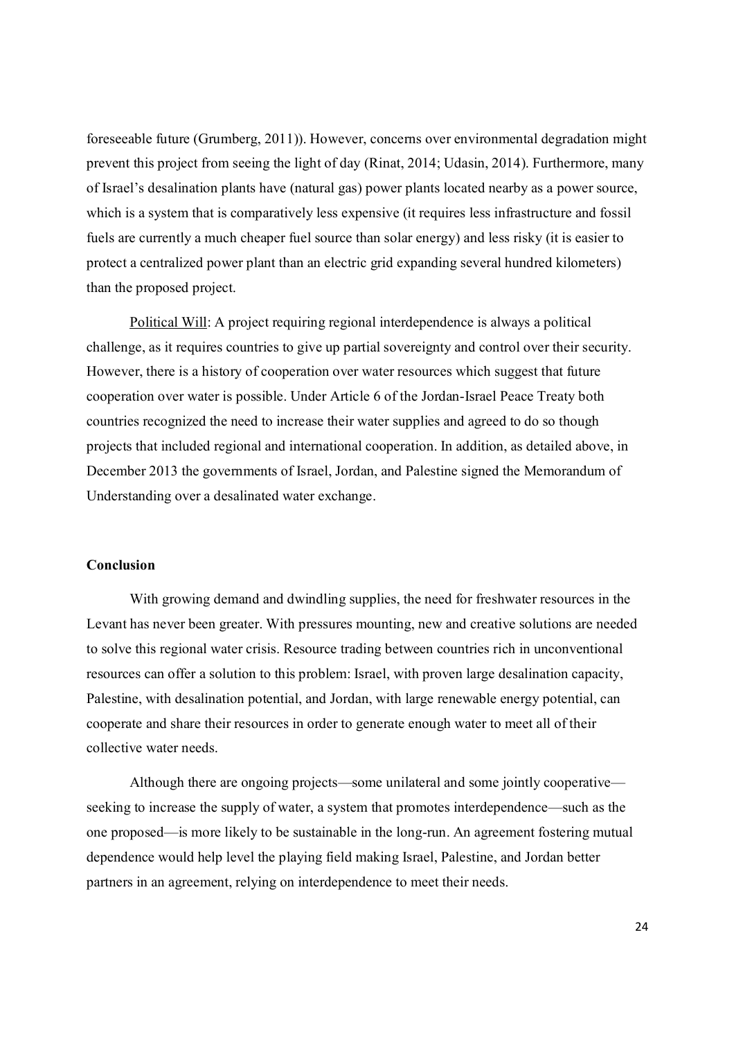foreseeable future (Grumberg, 2011)). However, concerns over environmental degradation might prevent this project from seeing the light of day (Rinat, 2014; Udasin, 2014). Furthermore, many of Israel's desalination plants have (natural gas) power plants located nearby as a power source, which is a system that is comparatively less expensive (it requires less infrastructure and fossil fuels are currently a much cheaper fuel source than solar energy) and less risky (it is easier to protect a centralized power plant than an electric grid expanding several hundred kilometers) than the proposed project.

<u>Political Will</u>: A project requiring regional interdependence is always a political challenge, as it requires countries to give up partial sovereignty and control over their security. However, there is a history of cooperation over water resources which suggest that future cooperation over water is possible. Under Article 6 of the Jordan-Israel Peace Treaty both countries recognized the need to increase their water supplies and agreed to do so though projects that included regional and international cooperation. In addition, as detailed above, in December 2013 the governments of Israel, Jordan, and Palestine signed the Memorandum of Understanding over a desalinated water exchange.

**Conclusion**

With growing demand and dwindling supplies, the need for freshwater resources in the Levant has never been greater. With pressures mounting, new and creative solutions are needed to solve this regional water crisis. Resource trading between countries rich in unconventional resources can offer a solution to this problem: Israel, with proven large desalination capacity, Palestine, with desalination potential, and Jordan, with large renewable energy potential, can cooperate and share their resources in order to generate enough water to meet all of their collective water needs.

Although there are ongoing projects—some unilateral and some jointly cooperative—seeking to increase the supply of water, a system that promotes interdependence—such as the one proposed—is more likely to be sustainable in the long-run. An agreement fostering mutual dependence would help level the playing field making Israel, Palestine, and Jordan better partners in an agreement, relying on interdependence to meet their needs.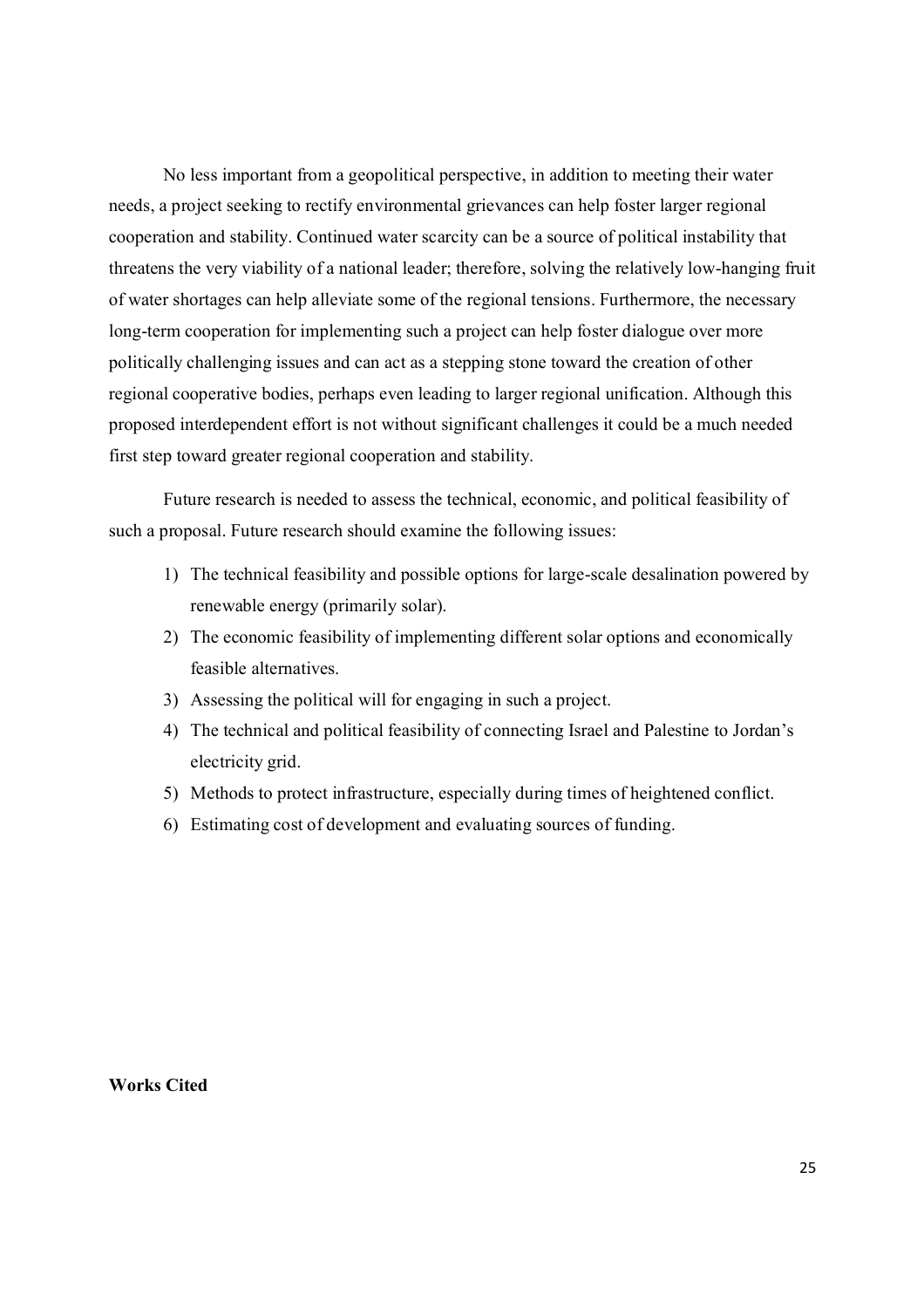No less important from a geopolitical perspective, in addition to meeting their water needs, a project seeking to rectify environmental grievances can help foster larger regional cooperation and stability. Continued water scarcity can be a source of political instability that threatens the very viability of a national leader; therefore, solving the relatively low-hanging fruit of water shortages can help alleviate some of the regional tensions. Furthermore, the necessary long-term cooperation for implementing such a project can help foster dialogue over more politically challenging issues and can act as a stepping stone toward the creation of other regional cooperative bodies, perhaps even leading to larger regional unification. Although this proposed interdependent effort is not without significant challenges it could be a much needed first step toward greater regional cooperation and stability.

Future research is needed to assess the technical, economic, and political feasibility of such a proposal. Future research should examine the following issues:

1) The technical feasibility and possible options for large-scale desalination powered by renewable energy (primarily solar).
2) The economic feasibility of implementing different solar options and economically feasible alternatives.
3) Assessing the political will for engaging in such a project.
4) The technical and political feasibility of connecting Israel and Palestine to Jordan's electricity grid.
5) Methods to protect infrastructure, especially during times of heightened conflict.
6) Estimating cost of development and evaluating sources of funding.

**Works Cited**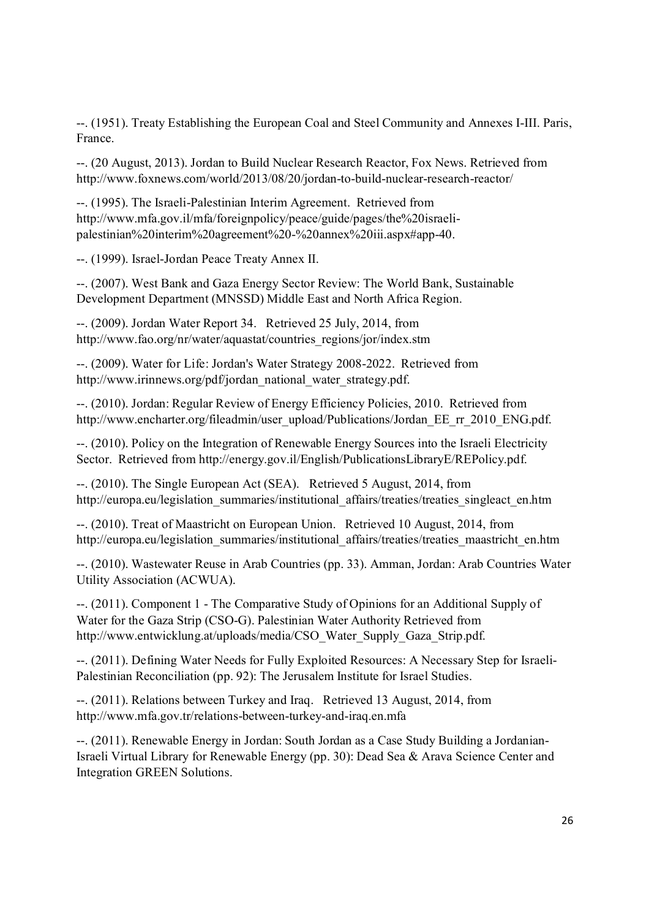--. (1951). Treaty Establishing the European Coal and Steel Community and Annexes I-III. Paris, France.

--. (20 August, 2013). Jordan to Build Nuclear Research Reactor, Fox News. Retrieved from http://www.foxnews.com/world/2013/08/20/jordan-to-build-nuclear-research-reactor/

--. (1995). The Israeli-Palestinian Interim Agreement. Retrieved from http://www.mfa.gov.il/mfa/foreignpolicy/peace/guide/pages/the%20israeli-palestinian%20interim%20agreement%20-%20annex%20iii.aspx#app-40.

--. (1999). Israel-Jordan Peace Treaty Annex II.

--. (2007). West Bank and Gaza Energy Sector Review: The World Bank, Sustainable Development Department (MNSSD) Middle East and North Africa Region.

--. (2009). Jordan Water Report 34. Retrieved 25 July, 2014, from http://www.fao.org/nr/water/aquastat/countries_regions/jor/index.stm

--. (2009). Water for Life: Jordan's Water Strategy 2008-2022. Retrieved from http://www.irinnews.org/pdf/jordan_national_water_strategy.pdf.

--. (2010). Jordan: Regular Review of Energy Efficiency Policies, 2010. Retrieved from http://www.encharter.org/fileadmin/user_upload/Publications/Jordan_EE_rr_2010_ENG.pdf.

--. (2010). Policy on the Integration of Renewable Energy Sources into the Israeli Electricity Sector. Retrieved from http://energy.gov.il/English/PublicationsLibraryE/REPolicy.pdf.

--. (2010). The Single European Act (SEA). Retrieved 5 August, 2014, from http://europa.eu/legislation_summaries/institutional_affairs/treaties/treaties_singleact_en.htm

--. (2010). Treat of Maastricht on European Union. Retrieved 10 August, 2014, from http://europa.eu/legislation_summaries/institutional_affairs/treaties/treaties_maastricht_en.htm

--. (2010). Wastewater Reuse in Arab Countries (pp. 33). Amman, Jordan: Arab Countries Water Utility Association (ACWUA).

--. (2011). Component 1 - The Comparative Study of Opinions for an Additional Supply of Water for the Gaza Strip (CSO-G). Palestinian Water Authority Retrieved from http://www.entwicklung.at/uploads/media/CSO_Water_Supply_Gaza_Strip.pdf.

--. (2011). Defining Water Needs for Fully Exploited Resources: A Necessary Step for Israeli-Palestinian Reconciliation (pp. 92): The Jerusalem Institute for Israel Studies.

--. (2011). Relations between Turkey and Iraq. Retrieved 13 August, 2014, from http://www.mfa.gov.tr/relations-between-turkey-and-iraq.en.mfa

--. (2011). Renewable Energy in Jordan: South Jordan as a Case Study Building a Jordanian-Israeli Virtual Library for Renewable Energy (pp. 30): Dead Sea & Arava Science Center and Integration GREEN Solutions.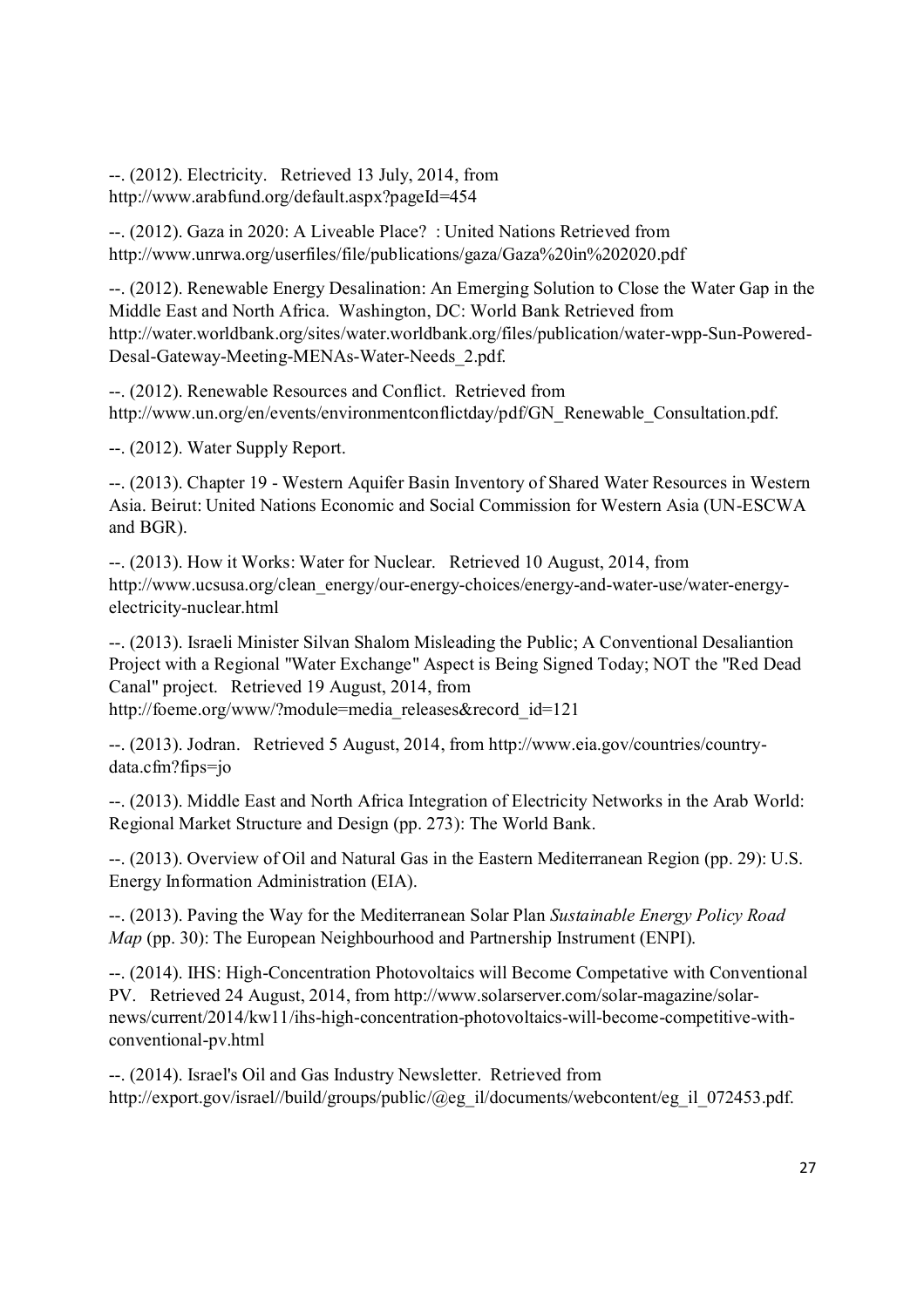--. (2012). Electricity. Retrieved 13 July, 2014, from http://www.arabfund.org/default.aspx?pageId=454

--. (2012). Gaza in 2020: A Liveable Place? : United Nations Retrieved from http://www.unrwa.org/userfiles/file/publications/gaza/Gaza%20in%202020.pdf

--. (2012). Renewable Energy Desalination: An Emerging Solution to Close the Water Gap in the Middle East and North Africa. Washington, DC: World Bank Retrieved from http://water.worldbank.org/sites/water.worldbank.org/files/publication/water-wpp-Sun-Powered-Desal-Gateway-Meeting-MENAs-Water-Needs_2.pdf.

--. (2012). Renewable Resources and Conflict. Retrieved from http://www.un.org/en/events/environmentconflictday/pdf/GN_Renewable_Consultation.pdf.

--. (2012). Water Supply Report.

--. (2013). Chapter 19 - Western Aquifer Basin Inventory of Shared Water Resources in Western Asia. Beirut: United Nations Economic and Social Commission for Western Asia (UN-ESCWA and BGR).

--. (2013). How it Works: Water for Nuclear. Retrieved 10 August, 2014, from http://www.ucsusa.org/clean_energy/our-energy-choices/energy-and-water-use/water-energy-electricity-nuclear.html

--. (2013). Israeli Minister Silvan Shalom Misleading the Public; A Conventional Desaliantion Project with a Regional "Water Exchange" Aspect is Being Signed Today; NOT the "Red Dead Canal" project. Retrieved 19 August, 2014, from http://foeme.org/www/?module=media_releases&record_id=121

--. (2013). Jodran. Retrieved 5 August, 2014, from http://www.eia.gov/countries/country-data.cfm?fips=jo

--. (2013). Middle East and North Africa Integration of Electricity Networks in the Arab World: Regional Market Structure and Design (pp. 273): The World Bank.

--. (2013). Overview of Oil and Natural Gas in the Eastern Mediterranean Region (pp. 29): U.S. Energy Information Administration (EIA).

--. (2013). Paving the Way for the Mediterranean Solar Plan *Sustainable Energy Policy Road Map* (pp. 30): The European Neighbourhood and Partnership Instrument (ENPI).

--. (2014). IHS: High-Concentration Photovoltaics will Become Competative with Conventional PV. Retrieved 24 August, 2014, from http://www.solarserver.com/solar-magazine/solar-news/current/2014/kw11/ihs-high-concentration-photovoltaics-will-become-competitive-with-conventional-pv.html

--. (2014). Israel's Oil and Gas Industry Newsletter. Retrieved from http://export.gov/israel//build/groups/public/@eg_il/documents/webcontent/eg_il_072453.pdf.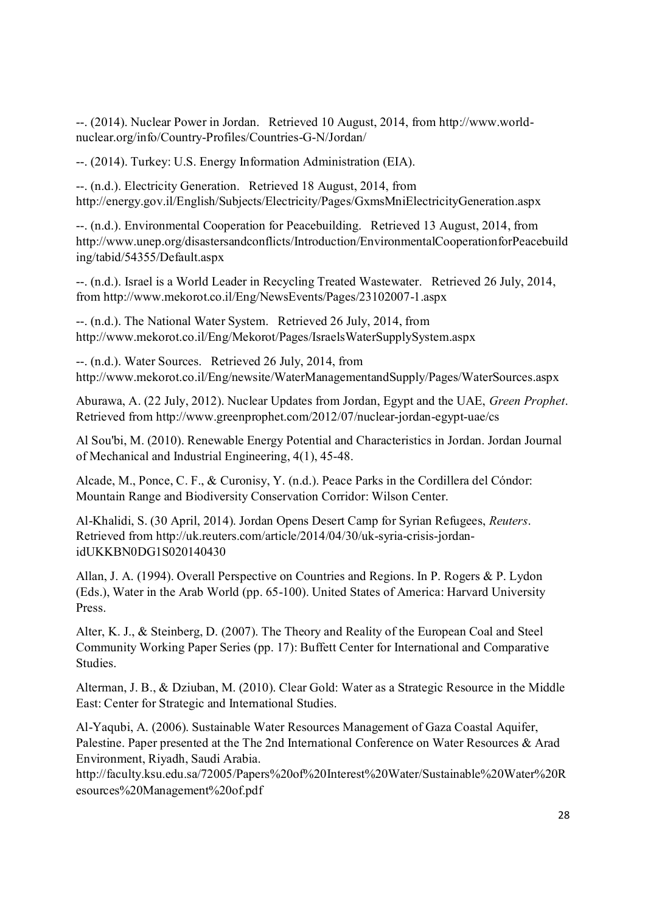--. (2014). Nuclear Power in Jordan. Retrieved 10 August, 2014, from http://www.world-nuclear.org/info/Country-Profiles/Countries-G-N/Jordan/

--. (2014). Turkey: U.S. Energy Information Administration (EIA).

--. (n.d.). Electricity Generation. Retrieved 18 August, 2014, from http://energy.gov.il/English/Subjects/Electricity/Pages/GxmsMniElectricityGeneration.aspx

--. (n.d.). Environmental Cooperation for Peacebuilding. Retrieved 13 August, 2014, from http://www.unep.org/disastersandconflicts/Introduction/EnvironmentalCooperationforPeacebuilding/tabid/54355/Default.aspx

--. (n.d.). Israel is a World Leader in Recycling Treated Wastewater. Retrieved 26 July, 2014, from http://www.mekorot.co.il/Eng/NewsEvents/Pages/23102007-1.aspx

--. (n.d.). The National Water System. Retrieved 26 July, 2014, from http://www.mekorot.co.il/Eng/Mekorot/Pages/IsraelsWaterSupplySystem.aspx

--. (n.d.). Water Sources. Retrieved 26 July, 2014, from http://www.mekorot.co.il/Eng/newsite/WaterManagementandSupply/Pages/WaterSources.aspx

Aburawa, A. (22 July, 2012). Nuclear Updates from Jordan, Egypt and the UAE, *Green Prophet*. Retrieved from http://www.greenprophet.com/2012/07/nuclear-jordan-egypt-uae/cs

Al Sou'bi, M. (2010). Renewable Energy Potential and Characteristics in Jordan. Jordan Journal of Mechanical and Industrial Engineering, 4(1), 45-48.

Alcade, M., Ponce, C. F., & Curonisy, Y. (n.d.). Peace Parks in the Cordillera del Cóndor: Mountain Range and Biodiversity Conservation Corridor: Wilson Center.

Al-Khalidi, S. (30 April, 2014). Jordan Opens Desert Camp for Syrian Refugees, *Reuters*. Retrieved from http://uk.reuters.com/article/2014/04/30/uk-syria-crisis-jordan-idUKKBN0DG1S020140430

Allan, J. A. (1994). Overall Perspective on Countries and Regions. In P. Rogers & P. Lydon (Eds.), Water in the Arab World (pp. 65-100). United States of America: Harvard University Press.

Alter, K. J., & Steinberg, D. (2007). The Theory and Reality of the European Coal and Steel Community Working Paper Series (pp. 17): Buffett Center for International and Comparative Studies.

Alterman, J. B., & Dziuban, M. (2010). Clear Gold: Water as a Strategic Resource in the Middle East: Center for Strategic and International Studies.

Al-Yaqubi, A. (2006). Sustainable Water Resources Management of Gaza Coastal Aquifer, Palestine. Paper presented at the The 2nd International Conference on Water Resources & Arad Environment, Riyadh, Saudi Arabia. http://faculty.ksu.edu.sa/72005/Papers%20of%20Interest%20Water/Sustainable%20Water%20Resources%20Management%20of.pdf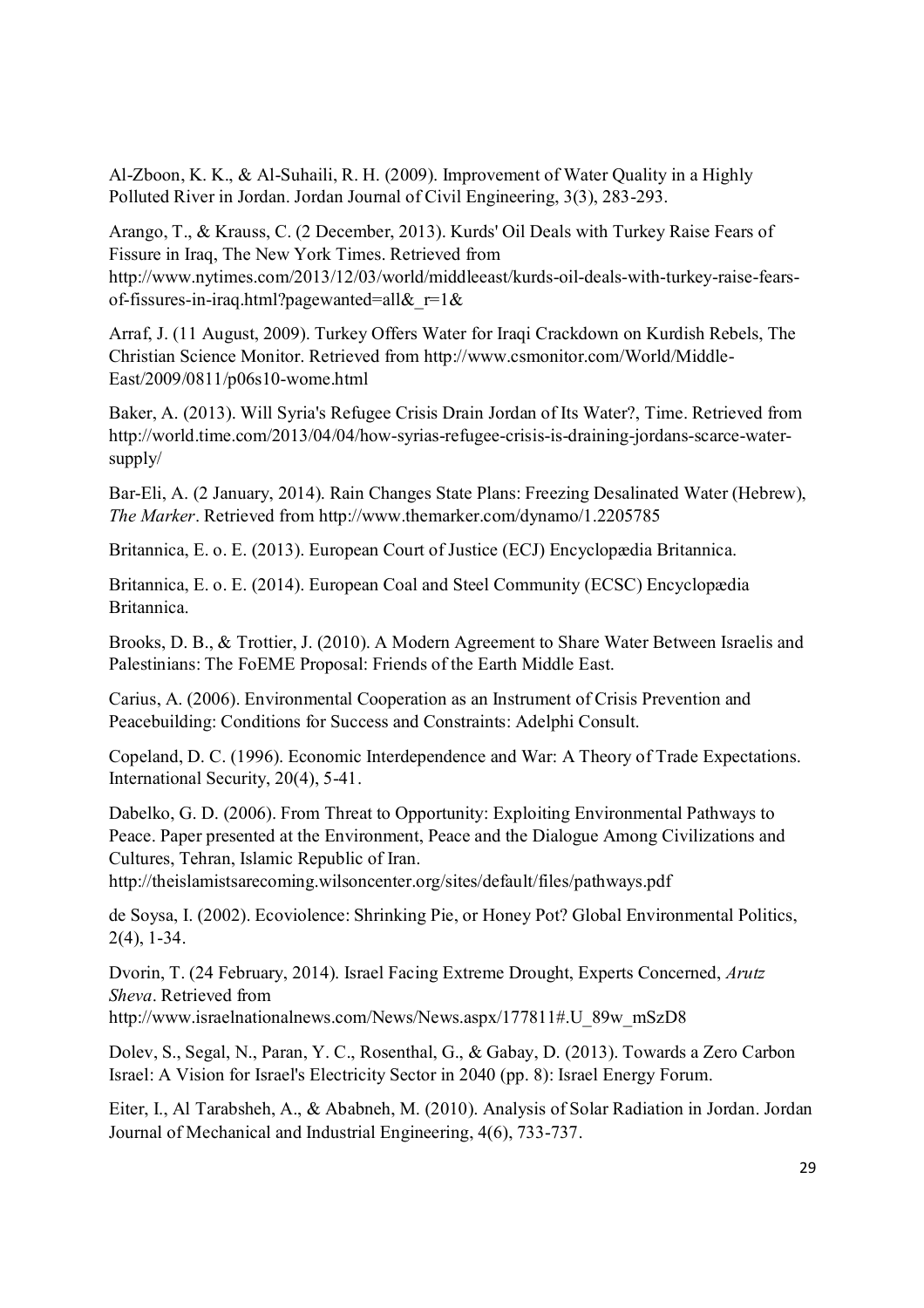Al-Zboon, K. K., & Al-Suhaili, R. H. (2009). Improvement of Water Quality in a Highly Polluted River in Jordan. Jordan Journal of Civil Engineering, 3(3), 283-293.

Arango, T., & Krauss, C. (2 December, 2013). Kurds' Oil Deals with Turkey Raise Fears of Fissure in Iraq, The New York Times. Retrieved from http://www.nytimes.com/2013/12/03/world/middleeast/kurds-oil-deals-with-turkey-raise-fears-of-fissures-in-iraq.html?pagewanted=all&_r=1&

Arraf, J. (11 August, 2009). Turkey Offers Water for Iraqi Crackdown on Kurdish Rebels, The Christian Science Monitor. Retrieved from http://www.csmonitor.com/World/Middle-East/2009/0811/p06s10-wome.html

Baker, A. (2013). Will Syria's Refugee Crisis Drain Jordan of Its Water?, Time. Retrieved from http://world.time.com/2013/04/04/how-syrias-refugee-crisis-is-draining-jordans-scarce-water-supply/

Bar-Eli, A. (2 January, 2014). Rain Changes State Plans: Freezing Desalinated Water (Hebrew), *The Marker*. Retrieved from http://www.themarker.com/dynamo/1.2205785

Britannica, E. o. E. (2013). European Court of Justice (ECJ) Encyclopædia Britannica.

Britannica, E. o. E. (2014). European Coal and Steel Community (ECSC) Encyclopædia Britannica.

Brooks, D. B., & Trottier, J. (2010). A Modern Agreement to Share Water Between Israelis and Palestinians: The FoEME Proposal: Friends of the Earth Middle East.

Carius, A. (2006). Environmental Cooperation as an Instrument of Crisis Prevention and Peacebuilding: Conditions for Success and Constraints: Adelphi Consult.

Copeland, D. C. (1996). Economic Interdependence and War: A Theory of Trade Expectations. International Security, 20(4), 5-41.

Dabelko, G. D. (2006). From Threat to Opportunity: Exploiting Environmental Pathways to Peace. Paper presented at the Environment, Peace and the Dialogue Among Civilizations and Cultures, Tehran, Islamic Republic of Iran. http://theislamistsarecoming.wilsoncenter.org/sites/default/files/pathways.pdf

de Soysa, I. (2002). Ecoviolence: Shrinking Pie, or Honey Pot? Global Environmental Politics, 2(4), 1-34.

Dvorin, T. (24 February, 2014). Israel Facing Extreme Drought, Experts Concerned, *Arutz Sheva*. Retrieved from http://www.israelnationalnews.com/News/News.aspx/177811#.U_89w_mSzD8

Dolev, S., Segal, N., Paran, Y. C., Rosenthal, G., & Gabay, D. (2013). Towards a Zero Carbon Israel: A Vision for Israel's Electricity Sector in 2040 (pp. 8): Israel Energy Forum.

Eiter, I., Al Tarabsheh, A., & Ababneh, M. (2010). Analysis of Solar Radiation in Jordan. Jordan Journal of Mechanical and Industrial Engineering, 4(6), 733-737.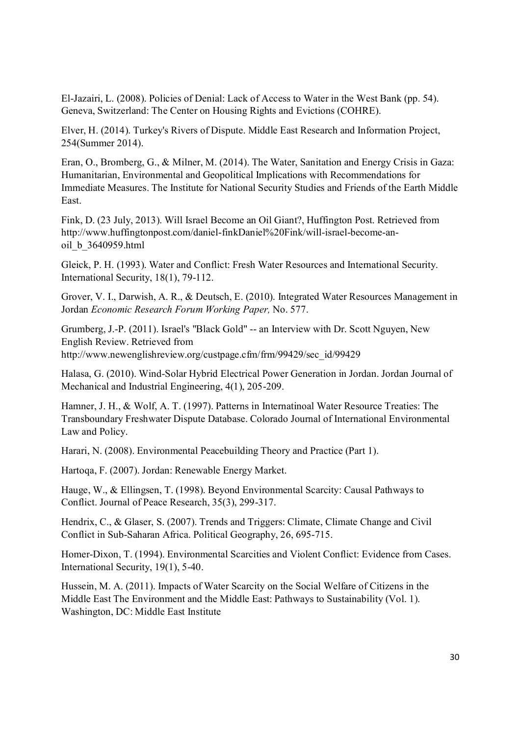El-Jazairi, L. (2008). Policies of Denial: Lack of Access to Water in the West Bank (pp. 54). Geneva, Switzerland: The Center on Housing Rights and Evictions (COHRE).

Elver, H. (2014). Turkey's Rivers of Dispute. Middle East Research and Information Project, 254(Summer 2014).

Eran, O., Bromberg, G., & Milner, M. (2014). The Water, Sanitation and Energy Crisis in Gaza: Humanitarian, Environmental and Geopolitical Implications with Recommendations for Immediate Measures. The Institute for National Security Studies and Friends of the Earth Middle East.

Fink, D. (23 July, 2013). Will Israel Become an Oil Giant?, Huffington Post. Retrieved from http://www.huffingtonpost.com/daniel-finkDaniel%20Fink/will-israel-become-an-oil_b_3640959.html

Gleick, P. H. (1993). Water and Conflict: Fresh Water Resources and International Security. International Security, 18(1), 79-112.

Grover, V. I., Darwish, A. R., & Deutsch, E. (2010). Integrated Water Resources Management in Jordan *Economic Research Forum Working Paper,* No. 577.

Grumberg, J.-P. (2011). Israel's "Black Gold" -- an Interview with Dr. Scott Nguyen, New English Review. Retrieved from http://www.newenglishreview.org/custpage.cfm/frm/99429/sec_id/99429

Halasa, G. (2010). Wind-Solar Hybrid Electrical Power Generation in Jordan. Jordan Journal of Mechanical and Industrial Engineering, 4(1), 205-209.

Hamner, J. H., & Wolf, A. T. (1997). Patterns in Internatinoal Water Resource Treaties: The Transboundary Freshwater Dispute Database. Colorado Journal of International Environmental Law and Policy.

Harari, N. (2008). Environmental Peacebuilding Theory and Practice (Part 1).

Hartoqa, F. (2007). Jordan: Renewable Energy Market.

Hauge, W., & Ellingsen, T. (1998). Beyond Environmental Scarcity: Causal Pathways to Conflict. Journal of Peace Research, 35(3), 299-317.

Hendrix, C., & Glaser, S. (2007). Trends and Triggers: Climate, Climate Change and Civil Conflict in Sub-Saharan Africa. Political Geography, 26, 695-715.

Homer-Dixon, T. (1994). Environmental Scarcities and Violent Conflict: Evidence from Cases. International Security, 19(1), 5-40.

Hussein, M. A. (2011). Impacts of Water Scarcity on the Social Welfare of Citizens in the Middle East The Environment and the Middle East: Pathways to Sustainability (Vol. 1). Washington, DC: Middle East Institute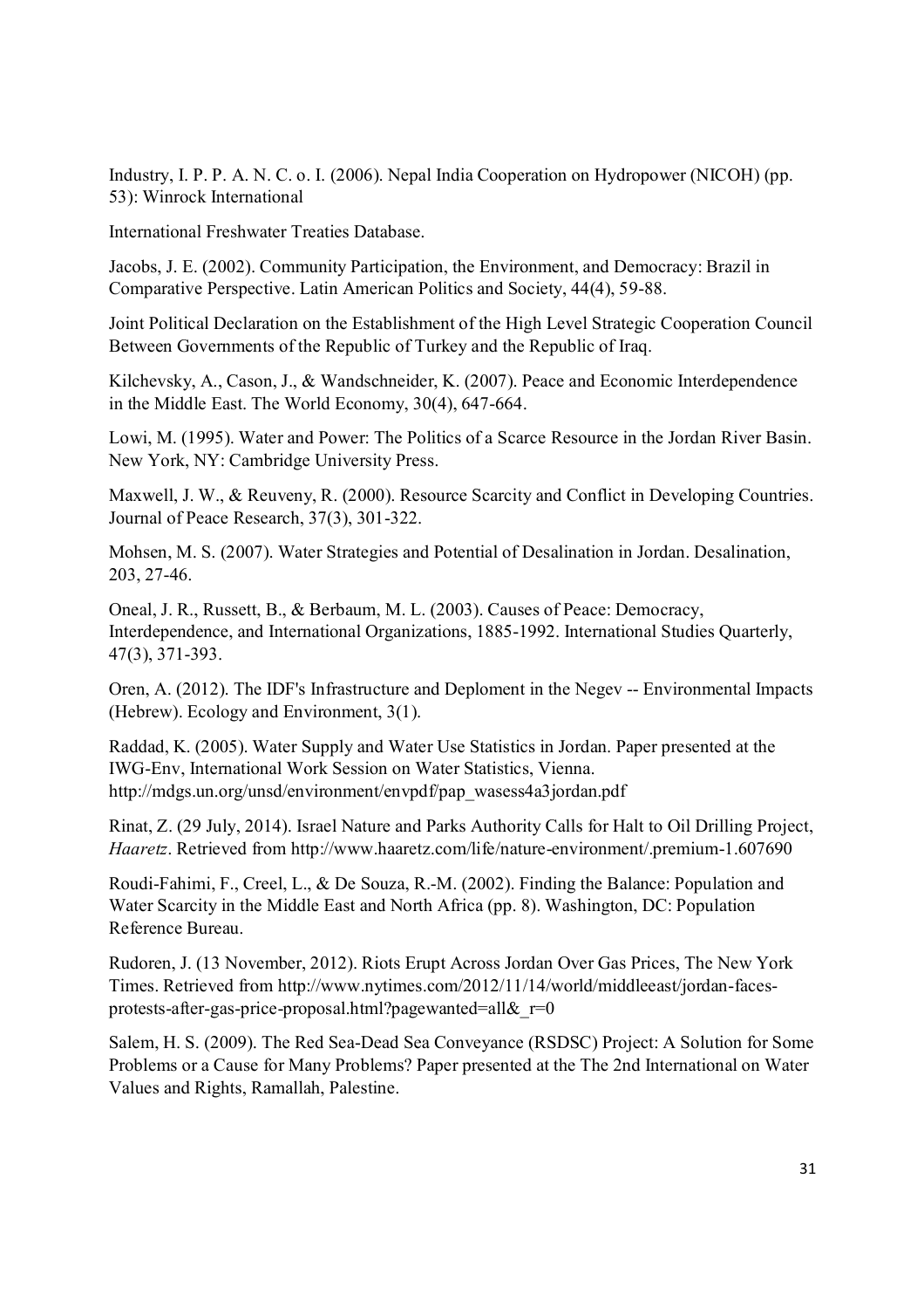Industry, I. P. P. A. N. C. o. I. (2006). Nepal India Cooperation on Hydropower (NICOH) (pp. 53): Winrock International

International Freshwater Treaties Database.

Jacobs, J. E. (2002). Community Participation, the Environment, and Democracy: Brazil in Comparative Perspective. Latin American Politics and Society, 44(4), 59-88.

Joint Political Declaration on the Establishment of the High Level Strategic Cooperation Council Between Governments of the Republic of Turkey and the Republic of Iraq.

Kilchevsky, A., Cason, J., & Wandschneider, K. (2007). Peace and Economic Interdependence in the Middle East. The World Economy, 30(4), 647-664.

Lowi, M. (1995). Water and Power: The Politics of a Scarce Resource in the Jordan River Basin. New York, NY: Cambridge University Press.

Maxwell, J. W., & Reuveny, R. (2000). Resource Scarcity and Conflict in Developing Countries. Journal of Peace Research, 37(3), 301-322.

Mohsen, M. S. (2007). Water Strategies and Potential of Desalination in Jordan. Desalination, 203, 27-46.

Oneal, J. R., Russett, B., & Berbaum, M. L. (2003). Causes of Peace: Democracy, Interdependence, and International Organizations, 1885-1992. International Studies Quarterly, 47(3), 371-393.

Oren, A. (2012). The IDF's Infrastructure and Deploment in the Negev -- Environmental Impacts (Hebrew). Ecology and Environment, 3(1).

Raddad, K. (2005). Water Supply and Water Use Statistics in Jordan. Paper presented at the IWG-Env, International Work Session on Water Statistics, Vienna. http://mdgs.un.org/unsd/environment/envpdf/pap_wasess4a3jordan.pdf

Rinat, Z. (29 July, 2014). Israel Nature and Parks Authority Calls for Halt to Oil Drilling Project, *Haaretz*. Retrieved from http://www.haaretz.com/life/nature-environment/.premium-1.607690

Roudi-Fahimi, F., Creel, L., & De Souza, R.-M. (2002). Finding the Balance: Population and Water Scarcity in the Middle East and North Africa (pp. 8). Washington, DC: Population Reference Bureau.

Rudoren, J. (13 November, 2012). Riots Erupt Across Jordan Over Gas Prices, The New York Times. Retrieved from http://www.nytimes.com/2012/11/14/world/middleeast/jordan-faces-protests-after-gas-price-proposal.html?pagewanted=all&_r=0

Salem, H. S. (2009). The Red Sea-Dead Sea Conveyance (RSDSC) Project: A Solution for Some Problems or a Cause for Many Problems? Paper presented at the The 2nd International on Water Values and Rights, Ramallah, Palestine.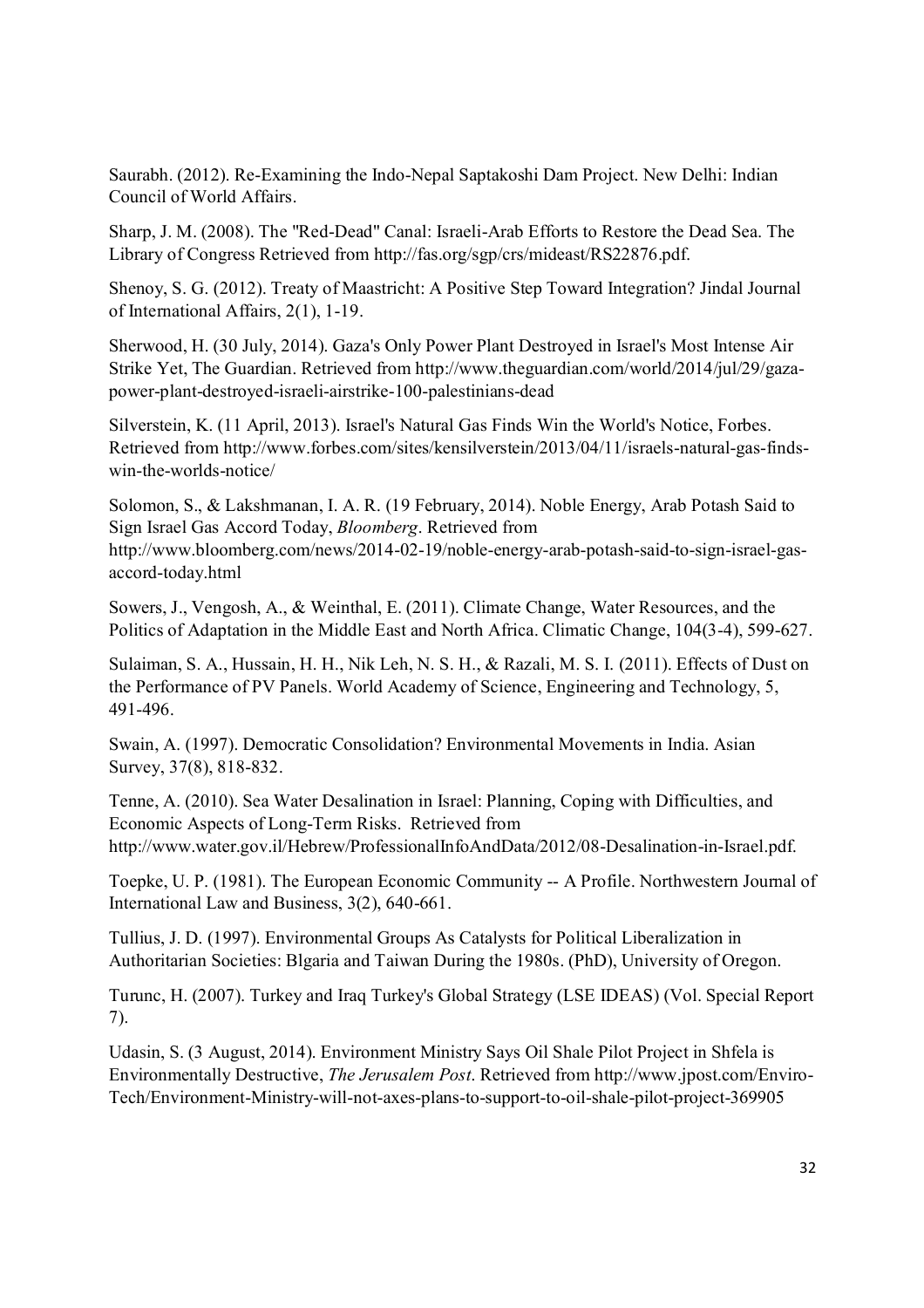Saurabh. (2012). Re-Examining the Indo-Nepal Saptakoshi Dam Project. New Delhi: Indian Council of World Affairs.

Sharp, J. M. (2008). The "Red-Dead" Canal: Israeli-Arab Efforts to Restore the Dead Sea. The Library of Congress Retrieved from http://fas.org/sgp/crs/mideast/RS22876.pdf.

Shenoy, S. G. (2012). Treaty of Maastricht: A Positive Step Toward Integration? Jindal Journal of International Affairs, 2(1), 1-19.

Sherwood, H. (30 July, 2014). Gaza's Only Power Plant Destroyed in Israel's Most Intense Air Strike Yet, The Guardian. Retrieved from http://www.theguardian.com/world/2014/jul/29/gaza-power-plant-destroyed-israeli-airstrike-100-palestinians-dead

Silverstein, K. (11 April, 2013). Israel's Natural Gas Finds Win the World's Notice, Forbes. Retrieved from http://www.forbes.com/sites/kensilverstein/2013/04/11/israels-natural-gas-finds-win-the-worlds-notice/

Solomon, S., & Lakshmanan, I. A. R. (19 February, 2014). Noble Energy, Arab Potash Said to Sign Israel Gas Accord Today, *Bloomberg*. Retrieved from http://www.bloomberg.com/news/2014-02-19/noble-energy-arab-potash-said-to-sign-israel-gas-accord-today.html

Sowers, J., Vengosh, A., & Weinthal, E. (2011). Climate Change, Water Resources, and the Politics of Adaptation in the Middle East and North Africa. Climatic Change, 104(3-4), 599-627.

Sulaiman, S. A., Hussain, H. H., Nik Leh, N. S. H., & Razali, M. S. I. (2011). Effects of Dust on the Performance of PV Panels. World Academy of Science, Engineering and Technology, 5, 491-496.

Swain, A. (1997). Democratic Consolidation? Environmental Movements in India. Asian Survey, 37(8), 818-832.

Tenne, A. (2010). Sea Water Desalination in Israel: Planning, Coping with Difficulties, and Economic Aspects of Long-Term Risks. Retrieved from http://www.water.gov.il/Hebrew/ProfessionalInfoAndData/2012/08-Desalination-in-Israel.pdf.

Toepke, U. P. (1981). The European Economic Community -- A Profile. Northwestern Journal of International Law and Business, 3(2), 640-661.

Tullius, J. D. (1997). Environmental Groups As Catalysts for Political Liberalization in Authoritarian Societies: Blgaria and Taiwan During the 1980s. (PhD), University of Oregon.

Turunc, H. (2007). Turkey and Iraq Turkey's Global Strategy (LSE IDEAS) (Vol. Special Report 7).

Udasin, S. (3 August, 2014). Environment Ministry Says Oil Shale Pilot Project in Shfela is Environmentally Destructive, *The Jerusalem Post*. Retrieved from http://www.jpost.com/Enviro-Tech/Environment-Ministry-will-not-axes-plans-to-support-to-oil-shale-pilot-project-369905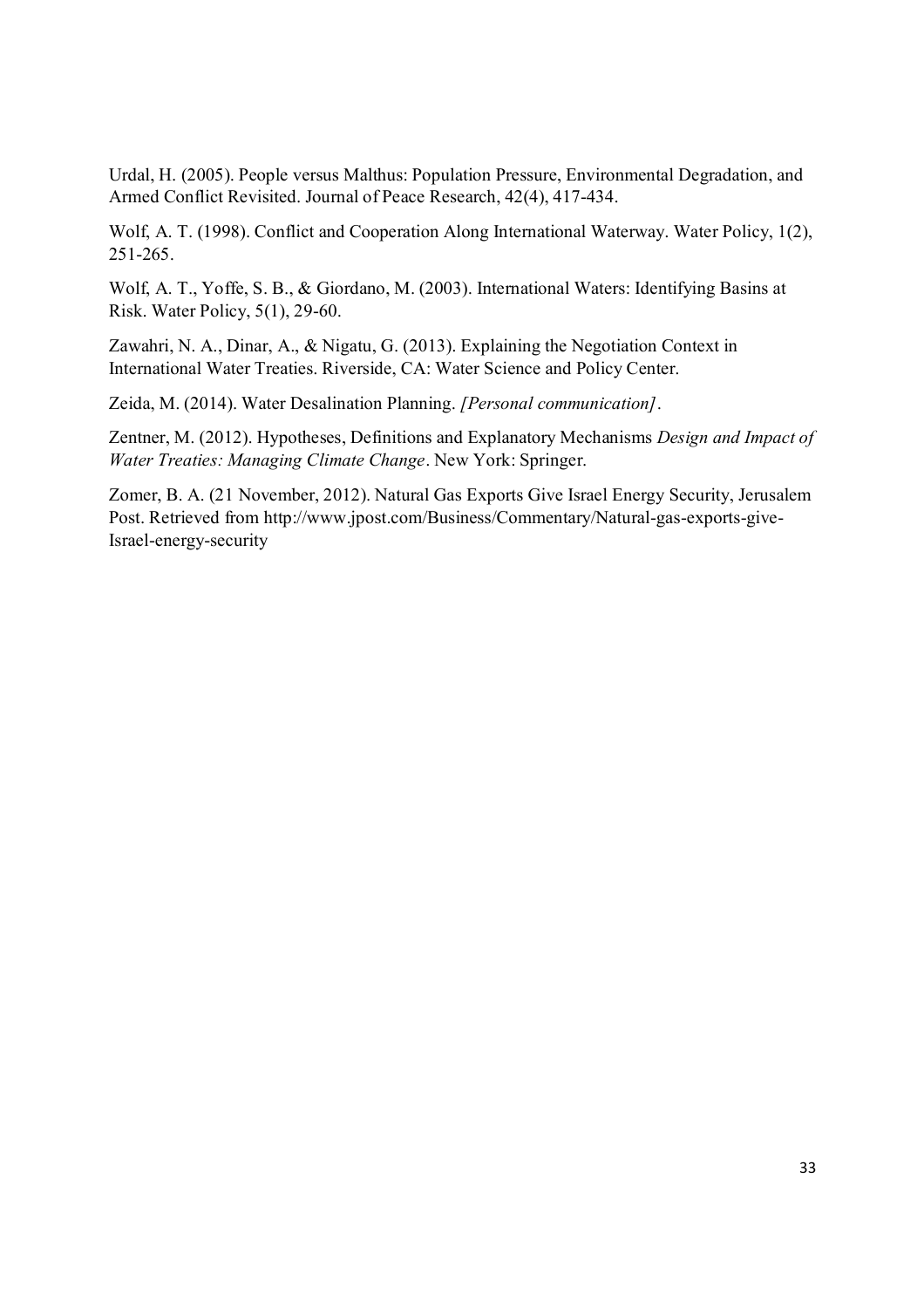Urdal, H. (2005). People versus Malthus: Population Pressure, Environmental Degradation, and Armed Conflict Revisited. Journal of Peace Research, 42(4), 417-434.

Wolf, A. T. (1998). Conflict and Cooperation Along International Waterway. Water Policy, 1(2), 251-265.

Wolf, A. T., Yoffe, S. B., & Giordano, M. (2003). International Waters: Identifying Basins at Risk. Water Policy, 5(1), 29-60.

Zawahri, N. A., Dinar, A., & Nigatu, G. (2013). Explaining the Negotiation Context in International Water Treaties. Riverside, CA: Water Science and Policy Center.

Zeida, M. (2014). Water Desalination Planning. *[Personal communication]*.

Zentner, M. (2012). Hypotheses, Definitions and Explanatory Mechanisms *Design and Impact of Water Treaties: Managing Climate Change*. New York: Springer.

Zomer, B. A. (21 November, 2012). Natural Gas Exports Give Israel Energy Security, Jerusalem Post. Retrieved from http://www.jpost.com/Business/Commentary/Natural-gas-exports-give-Israel-energy-security